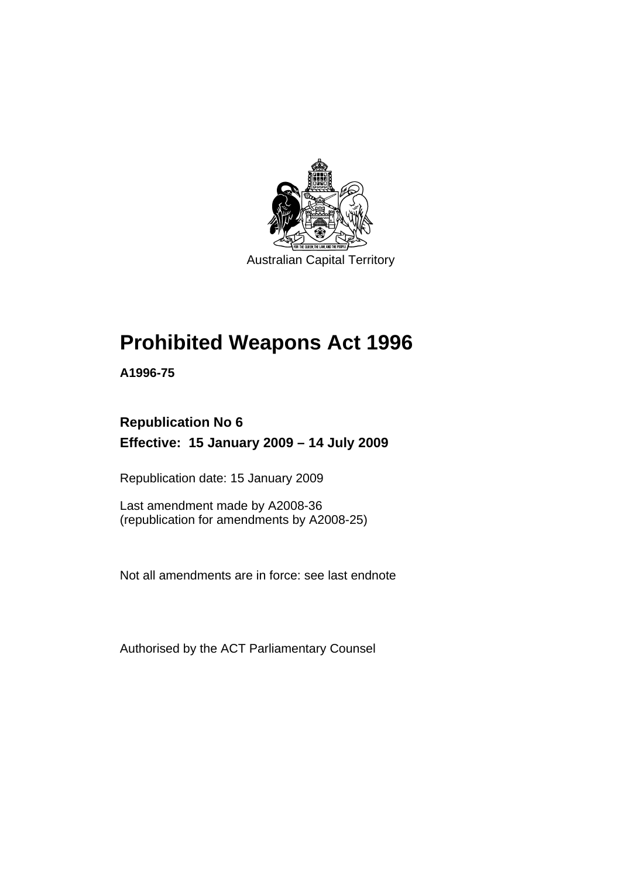Australian Capital Territory

# Prohibited Weapons Act 1996

**A1996-75**

**Republication No 6**

**Effective: 15 January 2009 – 14 July 2009**

Republication date: 15 January 2009

Last amendment made by A2008-36
(republication for amendments by A2008-25)

Not all amendments are in force: see last endnote

Authorised by the ACT Parliamentary Counsel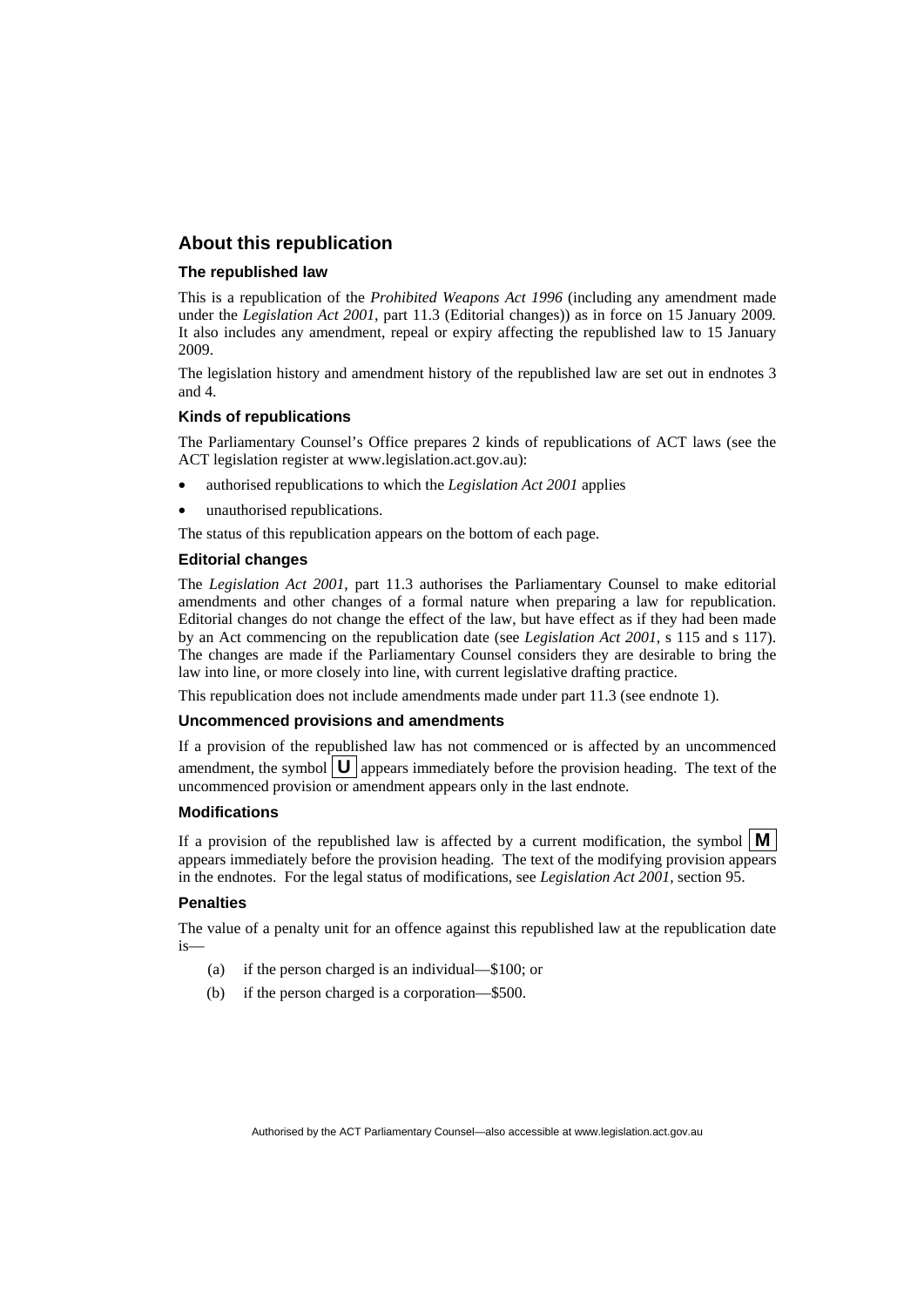## About this republication

### The republished law

This is a republication of the *Prohibited Weapons Act 1996* (including any amendment made under the *Legislation Act 2001*, part 11.3 (Editorial changes)) as in force on 15 January 2009*.* It also includes any amendment, repeal or expiry affecting the republished law to 15 January 2009.

The legislation history and amendment history of the republished law are set out in endnotes 3 and 4.

### Kinds of republications

The Parliamentary Counsel's Office prepares 2 kinds of republications of ACT laws (see the ACT legislation register at www.legislation.act.gov.au):

- authorised republications to which the *Legislation Act 2001* applies
- unauthorised republications.

The status of this republication appears on the bottom of each page.

### Editorial changes

The *Legislation Act 2001*, part 11.3 authorises the Parliamentary Counsel to make editorial amendments and other changes of a formal nature when preparing a law for republication. Editorial changes do not change the effect of the law, but have effect as if they had been made by an Act commencing on the republication date (see *Legislation Act 2001*, s 115 and s 117). The changes are made if the Parliamentary Counsel considers they are desirable to bring the law into line, or more closely into line, with current legislative drafting practice.

This republication does not include amendments made under part 11.3 (see endnote 1).

### Uncommenced provisions and amendments

If a provision of the republished law has not commenced or is affected by an uncommenced amendment, the symbol **U** appears immediately before the provision heading. The text of the uncommenced provision or amendment appears only in the last endnote.

### Modifications

If a provision of the republished law is affected by a current modification, the symbol **M** appears immediately before the provision heading. The text of the modifying provision appears in the endnotes. For the legal status of modifications, see *Legislation Act 2001*, section 95.

### Penalties

The value of a penalty unit for an offence against this republished law at the republication date is—

(a) if the person charged is an individual—$100; or

(b) if the person charged is a corporation—$500.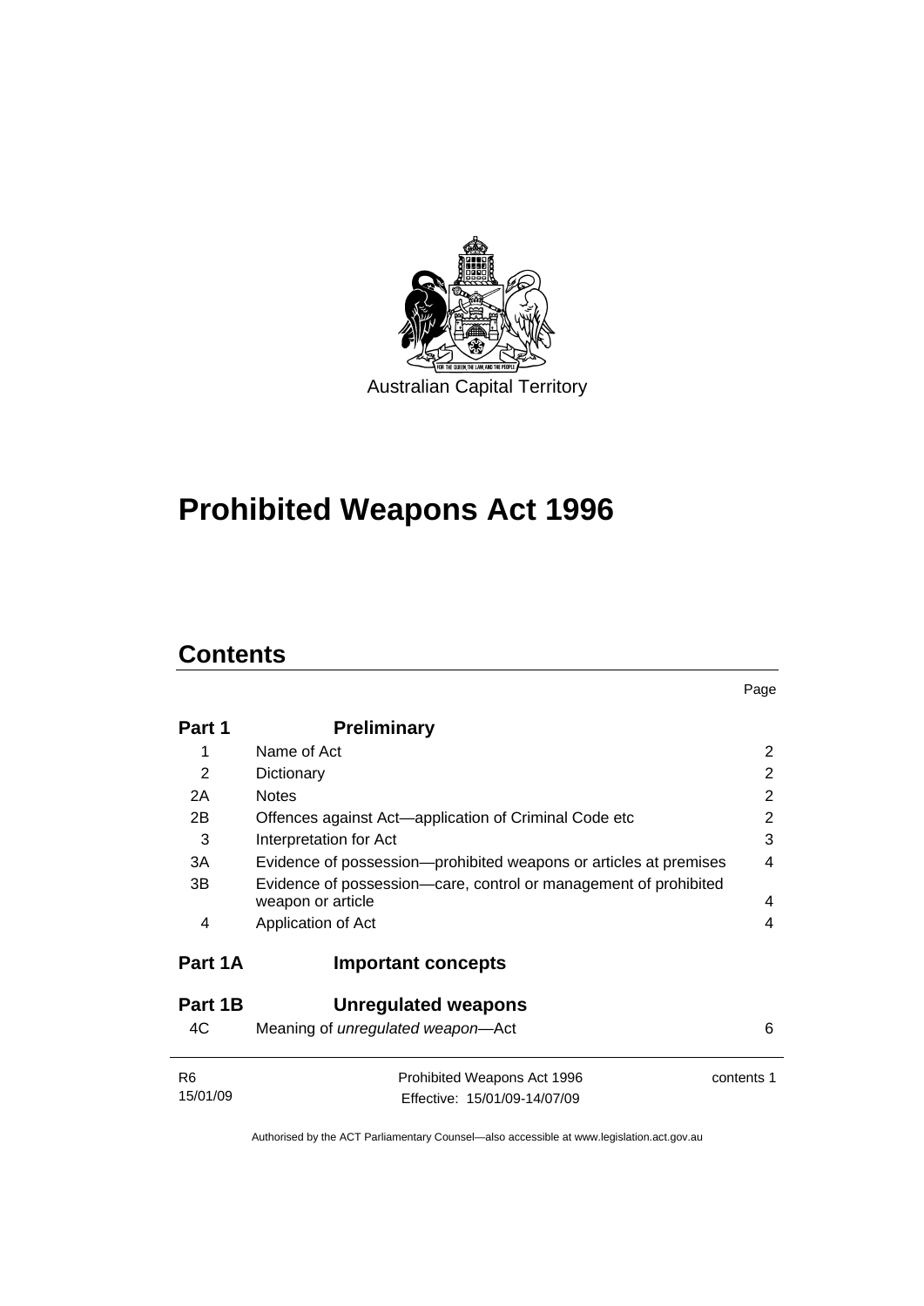Australian Capital Territory

# Prohibited Weapons Act 1996

## Contents

| | | Page |
|---|---|---|
| **Part 1** | **Preliminary** | |
| 1 | Name of Act | 2 |
| 2 | Dictionary | 2 |
| 2A | Notes | 2 |
| 2B | Offences against Act—application of Criminal Code etc | 2 |
| 3 | Interpretation for Act | 3 |
| 3A | Evidence of possession—prohibited weapons or articles at premises | 4 |
| 3B | Evidence of possession—care, control or management of prohibited weapon or article | 4 |
| 4 | Application of Act | 4 |
| **Part 1A** | **Important concepts** | |
| **Part 1B** | **Unregulated weapons** | |
| 4C | Meaning of *unregulated weapon*—Act | 6 |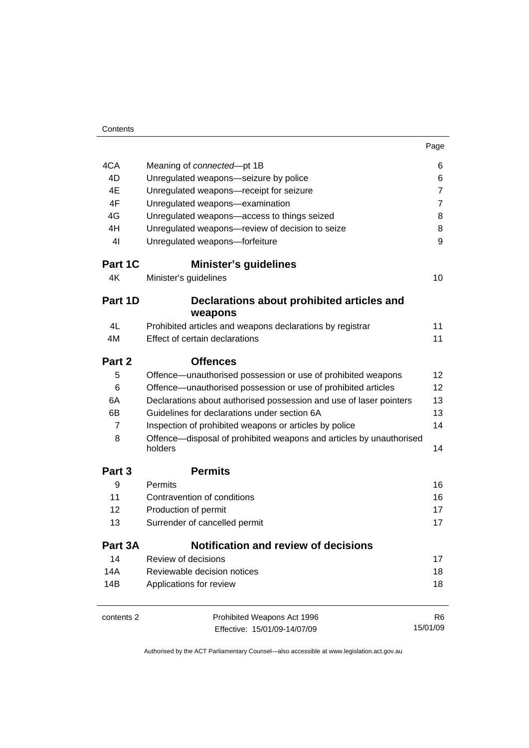| | | Page |
|---|---|---|
| 4CA | Meaning of *connected*—pt 1B | 6 |
| 4D | Unregulated weapons—seizure by police | 6 |
| 4E | Unregulated weapons—receipt for seizure | 7 |
| 4F | Unregulated weapons—examination | 7 |
| 4G | Unregulated weapons—access to things seized | 8 |
| 4H | Unregulated weapons—review of decision to seize | 8 |
| 4I | Unregulated weapons—forfeiture | 9 |
| **Part 1C** | **Minister's guidelines** | |
| 4K | Minister's guidelines | 10 |
| **Part 1D** | **Declarations about prohibited articles and weapons** | |
| 4L | Prohibited articles and weapons declarations by registrar | 11 |
| 4M | Effect of certain declarations | 11 |
| **Part 2** | **Offences** | |
| 5 | Offence—unauthorised possession or use of prohibited weapons | 12 |
| 6 | Offence—unauthorised possession or use of prohibited articles | 12 |
| 6A | Declarations about authorised possession and use of laser pointers | 13 |
| 6B | Guidelines for declarations under section 6A | 13 |
| 7 | Inspection of prohibited weapons or articles by police | 14 |
| 8 | Offence—disposal of prohibited weapons and articles by unauthorised holders | 14 |
| **Part 3** | **Permits** | |
| 9 | Permits | 16 |
| 11 | Contravention of conditions | 16 |
| 12 | Production of permit | 17 |
| 13 | Surrender of cancelled permit | 17 |
| **Part 3A** | **Notification and review of decisions** | |
| 14 | Review of decisions | 17 |
| 14A | Reviewable decision notices | 18 |
| 14B | Applications for review | 18 |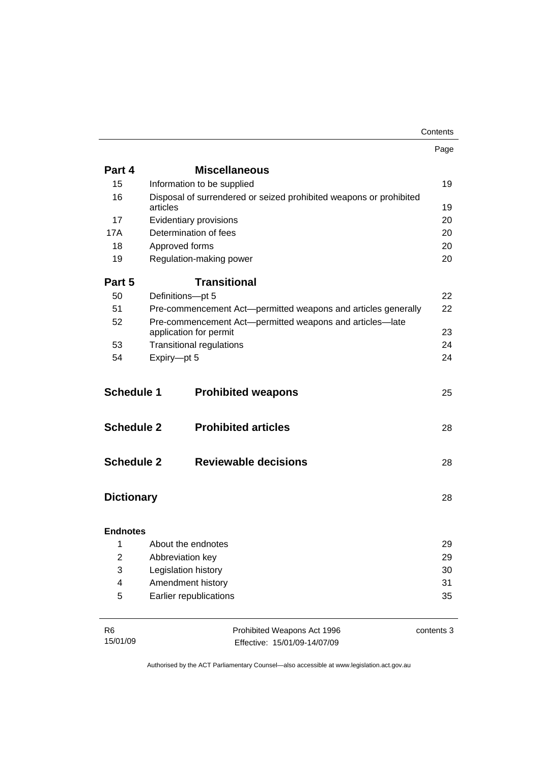| | | Page |
|---|---|---|
| **Part 4** | **Miscellaneous** | |
| 15 | Information to be supplied | 19 |
| 16 | Disposal of surrendered or seized prohibited weapons or prohibited articles | 19 |
| 17 | Evidentiary provisions | 20 |
| 17A | Determination of fees | 20 |
| 18 | Approved forms | 20 |
| 19 | Regulation-making power | 20 |
| **Part 5** | **Transitional** | |
| 50 | Definitions—pt 5 | 22 |
| 51 | Pre-commencement Act—permitted weapons and articles generally | 22 |
| 52 | Pre-commencement Act—permitted weapons and articles—late application for permit | 23 |
| 53 | Transitional regulations | 24 |
| 54 | Expiry—pt 5 | 24 |
| **Schedule 1** | **Prohibited weapons** | 25 |
| **Schedule 2** | **Prohibited articles** | 28 |
| **Schedule 2** | **Reviewable decisions** | 28 |
| **Dictionary** | | 28 |
| **Endnotes** | | |
| 1 | About the endnotes | 29 |
| 2 | Abbreviation key | 29 |
| 3 | Legislation history | 30 |
| 4 | Amendment history | 31 |
| 5 | Earlier republications | 35 |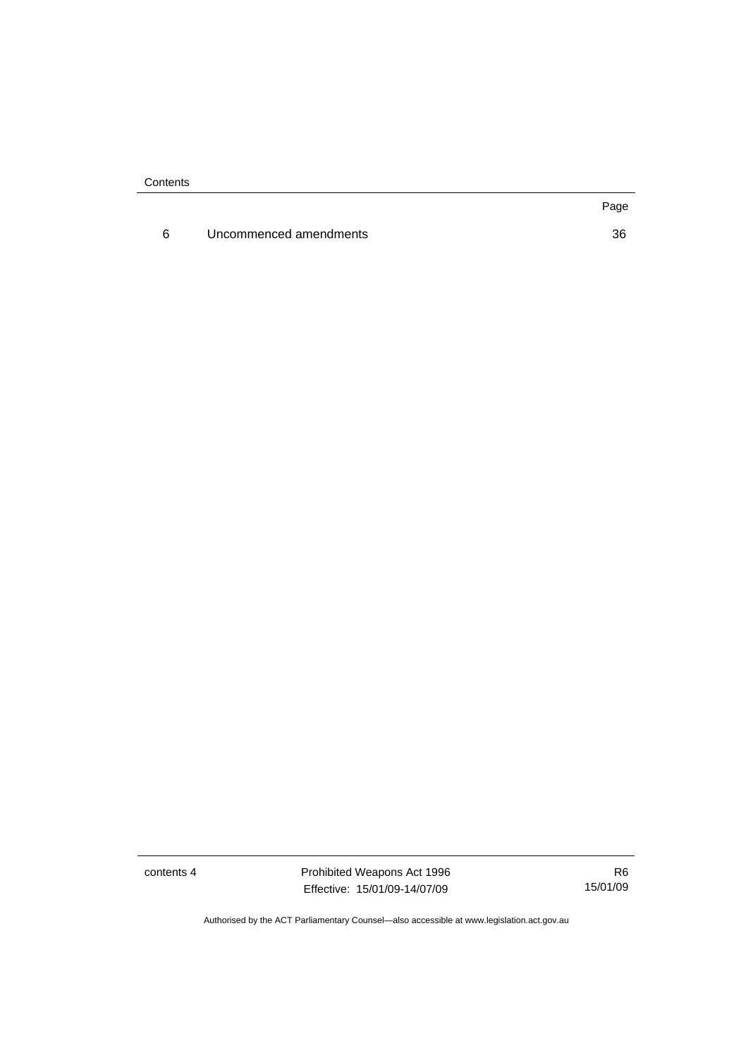| | | Page |
|---|---|---|
| 6 | Uncommenced amendments | 36 |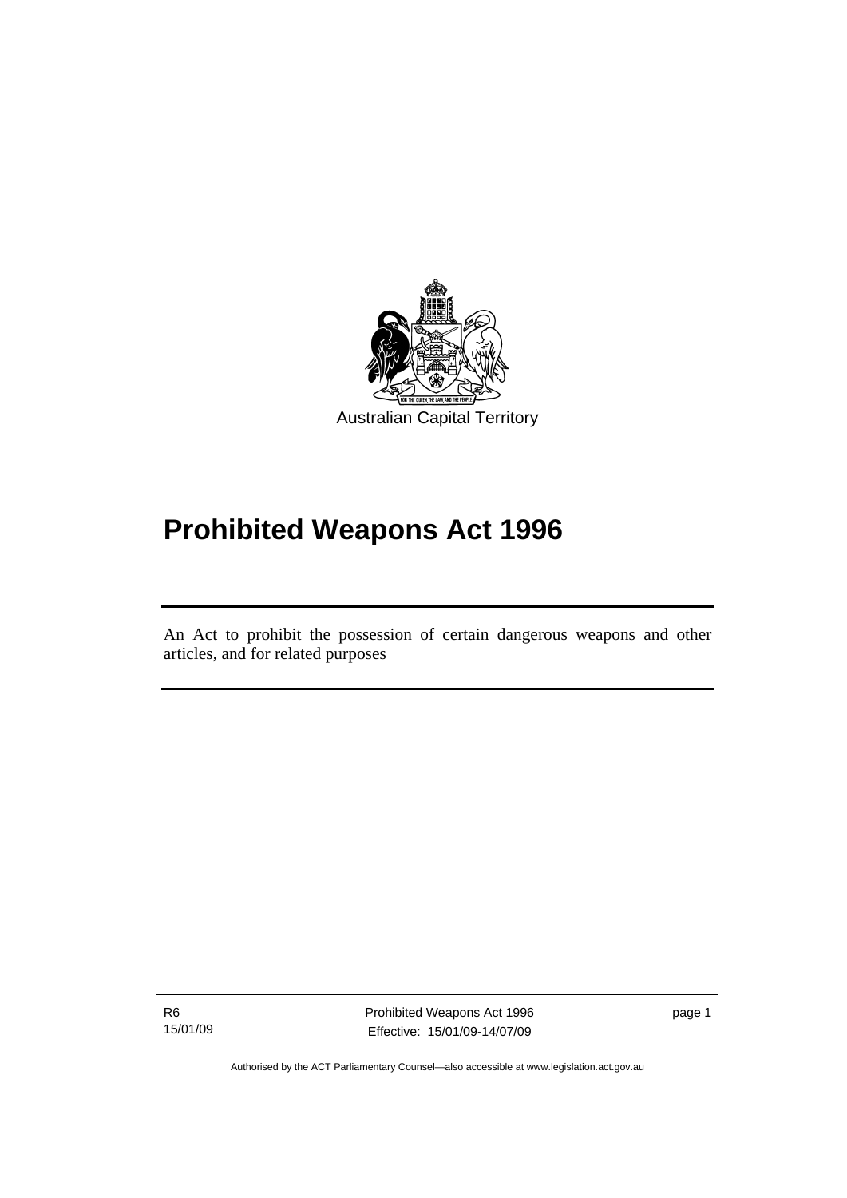Australian Capital Territory

# Prohibited Weapons Act 1996

An Act to prohibit the possession of certain dangerous weapons and other articles, and for related purposes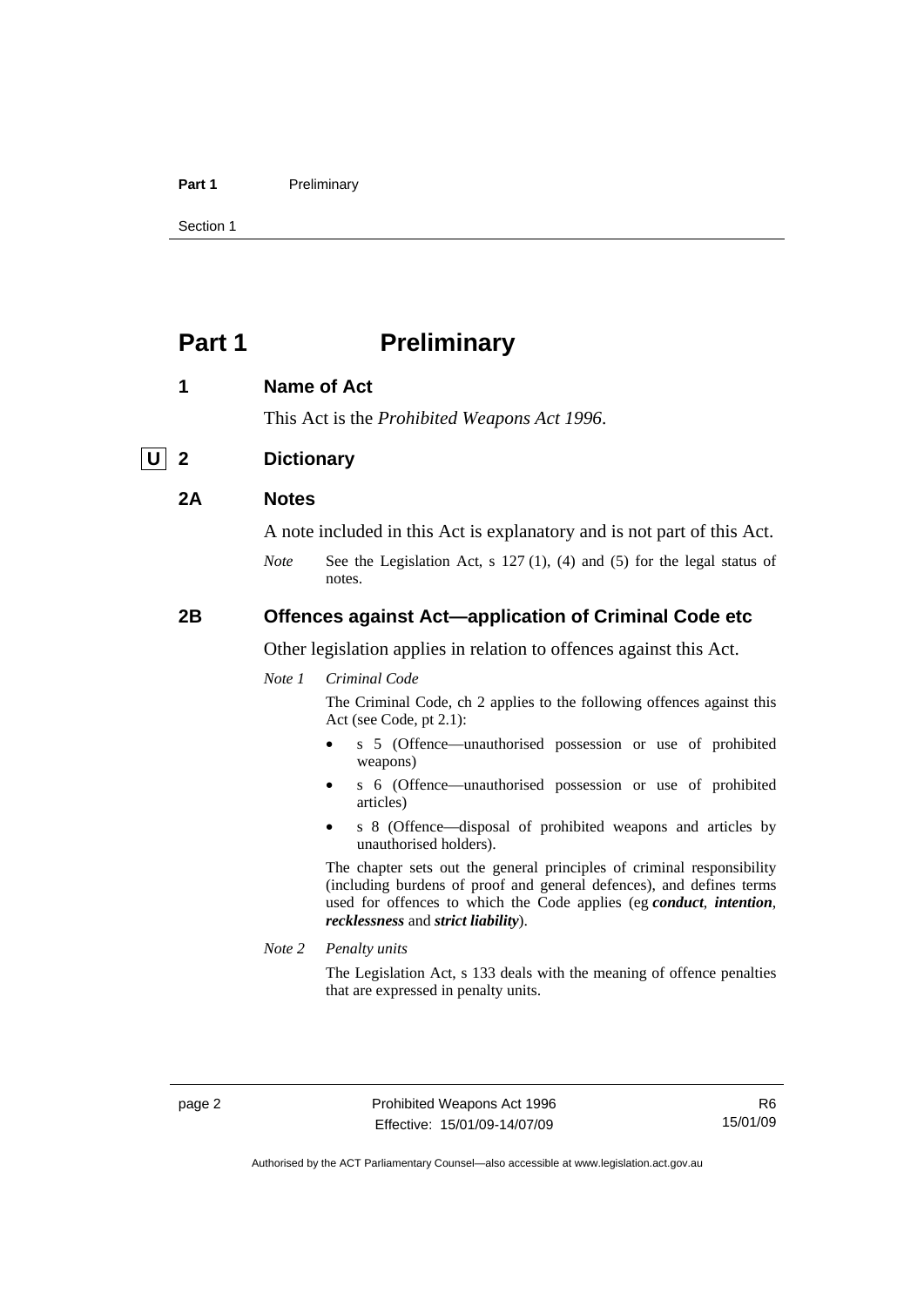# Part 1 Preliminary

## 1 Name of Act

This Act is the *Prohibited Weapons Act 1996*.

## U 2 Dictionary

## 2A Notes

A note included in this Act is explanatory and is not part of this Act.

*Note* See the Legislation Act, s 127 (1), (4) and (5) for the legal status of notes.

## 2B Offences against Act—application of Criminal Code etc

Other legislation applies in relation to offences against this Act.

*Note 1 Criminal Code*

The Criminal Code, ch 2 applies to the following offences against this Act (see Code, pt 2.1):

- s 5 (Offence—unauthorised possession or use of prohibited weapons)
- s 6 (Offence—unauthorised possession or use of prohibited articles)
- s 8 (Offence—disposal of prohibited weapons and articles by unauthorised holders).

The chapter sets out the general principles of criminal responsibility (including burdens of proof and general defences), and defines terms used for offences to which the Code applies (eg ***conduct***, ***intention***, ***recklessness*** and ***strict liability***).

*Note 2 Penalty units*

The Legislation Act, s 133 deals with the meaning of offence penalties that are expressed in penalty units.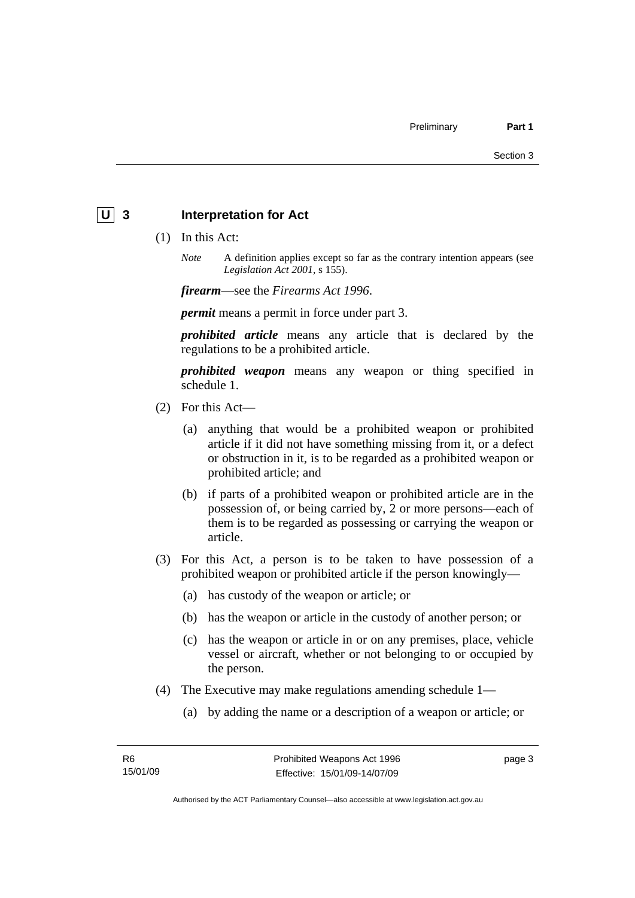## U 3 Interpretation for Act

(1) In this Act:

*Note* A definition applies except so far as the contrary intention appears (see *Legislation Act 2001*, s 155).

***firearm***—see the *Firearms Act 1996*.

***permit*** means a permit in force under part 3.

***prohibited article*** means any article that is declared by the regulations to be a prohibited article.

***prohibited weapon*** means any weapon or thing specified in schedule 1.

(2) For this Act—

(a) anything that would be a prohibited weapon or prohibited article if it did not have something missing from it, or a defect or obstruction in it, is to be regarded as a prohibited weapon or prohibited article; and

(b) if parts of a prohibited weapon or prohibited article are in the possession of, or being carried by, 2 or more persons—each of them is to be regarded as possessing or carrying the weapon or article.

(3) For this Act, a person is to be taken to have possession of a prohibited weapon or prohibited article if the person knowingly—

(a) has custody of the weapon or article; or

(b) has the weapon or article in the custody of another person; or

(c) has the weapon or article in or on any premises, place, vehicle vessel or aircraft, whether or not belonging to or occupied by the person.

(4) The Executive may make regulations amending schedule 1—

(a) by adding the name or a description of a weapon or article; or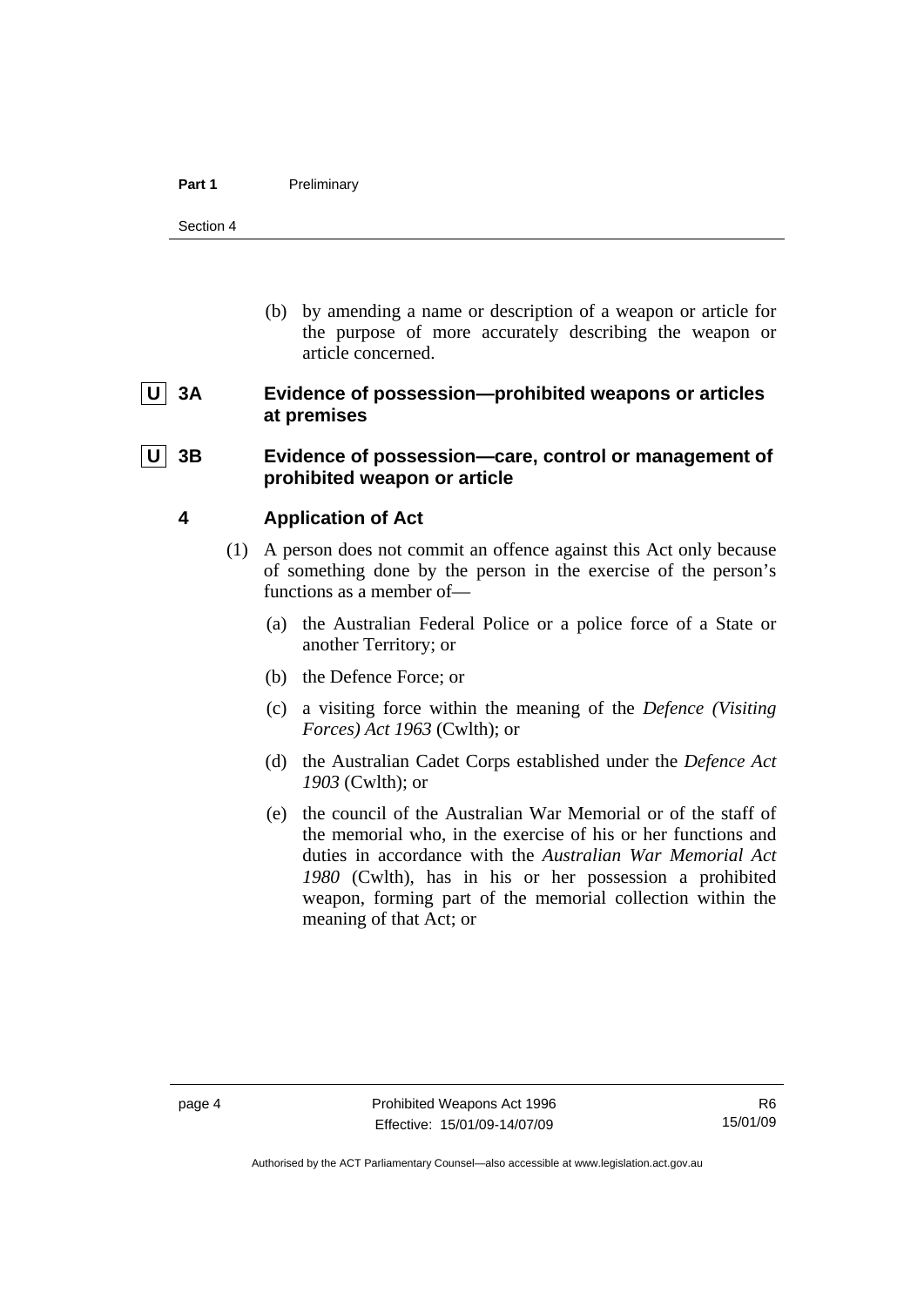(b) by amending a name or description of a weapon or article for the purpose of more accurately describing the weapon or article concerned.

### U 3A Evidence of possession—prohibited weapons or articles at premises

### U 3B Evidence of possession—care, control or management of prohibited weapon or article

### 4 Application of Act

(1) A person does not commit an offence against this Act only because of something done by the person in the exercise of the person's functions as a member of—

(a) the Australian Federal Police or a police force of a State or another Territory; or

(b) the Defence Force; or

(c) a visiting force within the meaning of the *Defence (Visiting Forces) Act 1963* (Cwlth); or

(d) the Australian Cadet Corps established under the *Defence Act 1903* (Cwlth); or

(e) the council of the Australian War Memorial or of the staff of the memorial who, in the exercise of his or her functions and duties in accordance with the *Australian War Memorial Act 1980* (Cwlth), has in his or her possession a prohibited weapon, forming part of the memorial collection within the meaning of that Act; or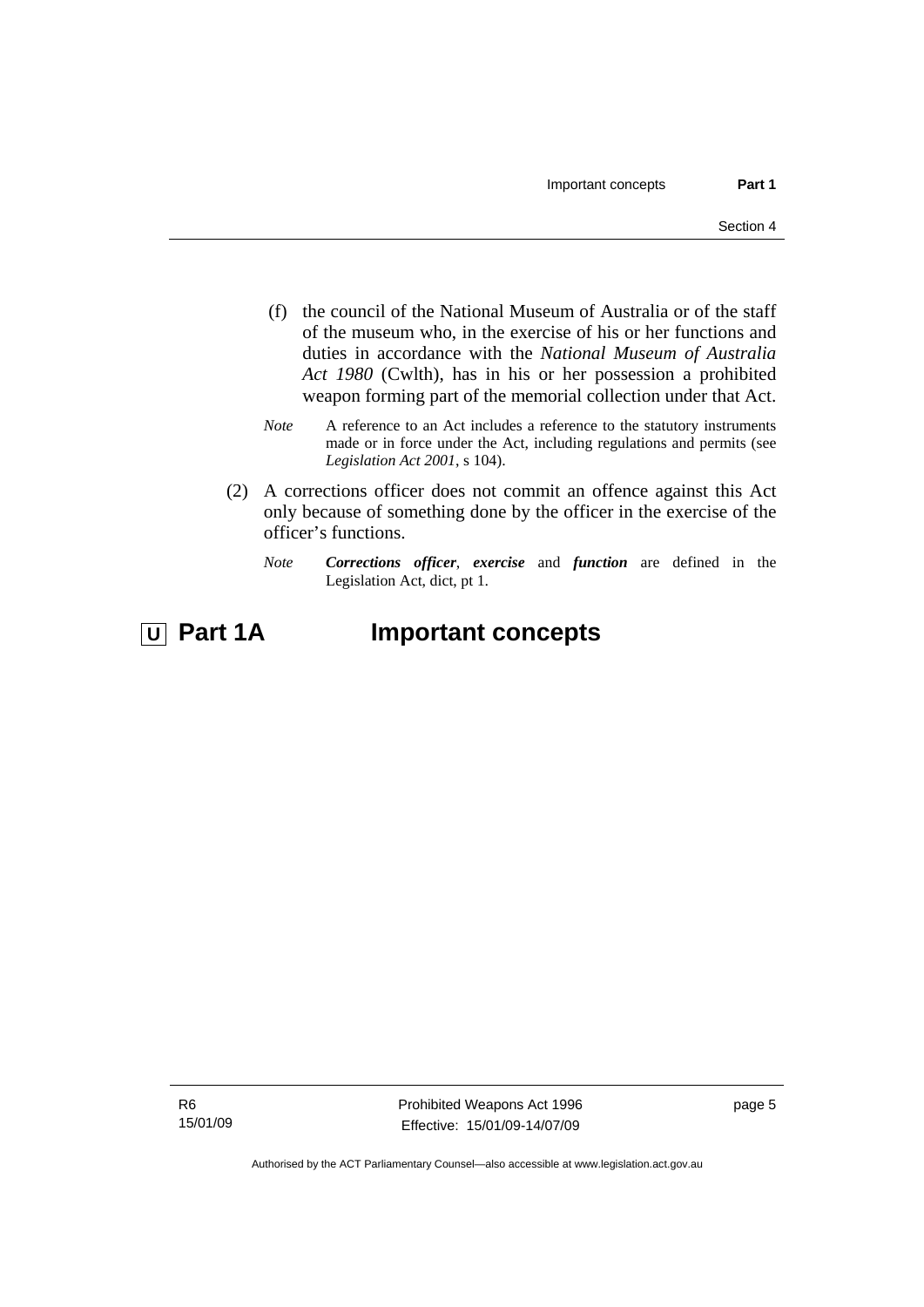(f) the council of the National Museum of Australia or of the staff of the museum who, in the exercise of his or her functions and duties in accordance with the *National Museum of Australia Act 1980* (Cwlth), has in his or her possession a prohibited weapon forming part of the memorial collection under that Act.

*Note* A reference to an Act includes a reference to the statutory instruments made or in force under the Act, including regulations and permits (see *Legislation Act 2001*, s 104).

(2) A corrections officer does not commit an offence against this Act only because of something done by the officer in the exercise of the officer's functions.

*Note* ***Corrections officer***, ***exercise*** and ***function*** are defined in the Legislation Act, dict, pt 1.

# U Part 1A Important concepts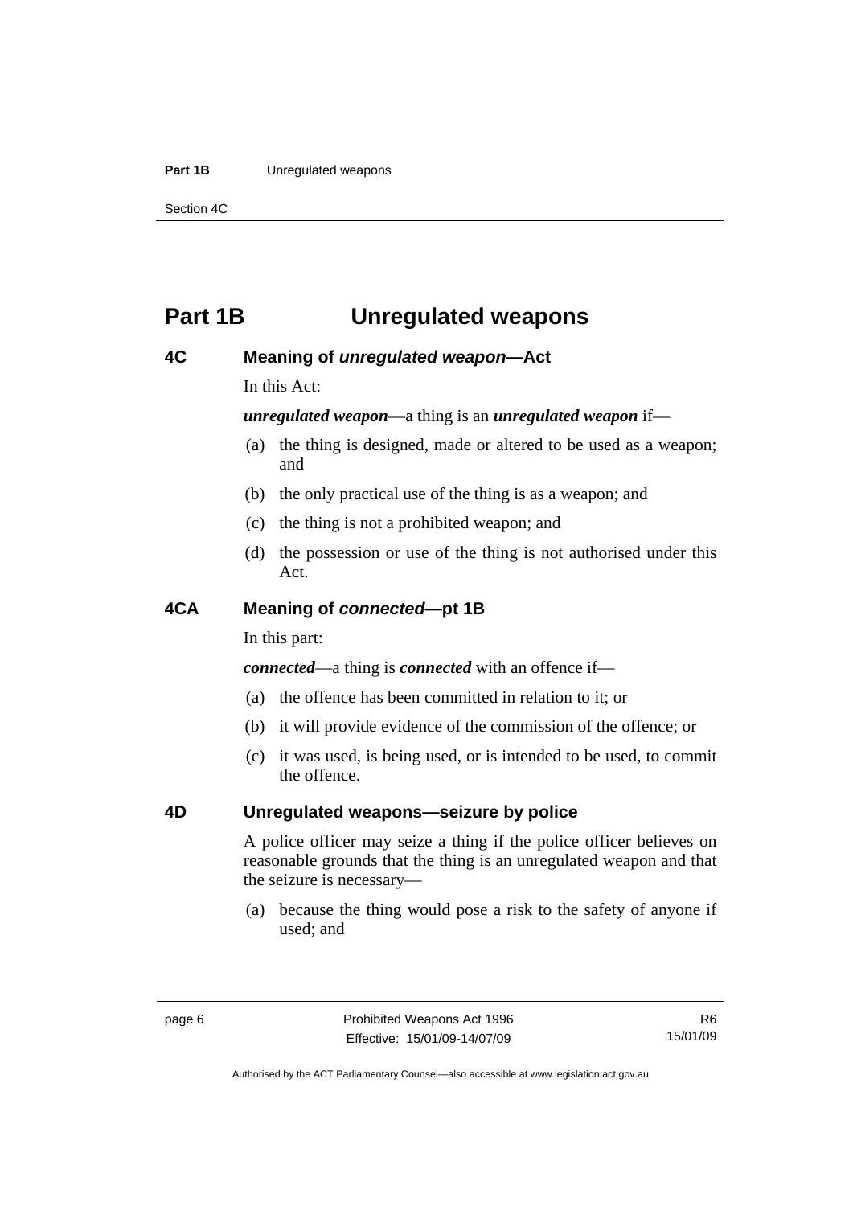# Part 1B Unregulated weapons

## 4C Meaning of *unregulated weapon*—Act

In this Act:

***unregulated weapon***—a thing is an ***unregulated weapon*** if—

(a) the thing is designed, made or altered to be used as a weapon; and

(b) the only practical use of the thing is as a weapon; and

(c) the thing is not a prohibited weapon; and

(d) the possession or use of the thing is not authorised under this Act.

## 4CA Meaning of *connected*—pt 1B

In this part:

***connected***—a thing is ***connected*** with an offence if—

(a) the offence has been committed in relation to it; or

(b) it will provide evidence of the commission of the offence; or

(c) it was used, is being used, or is intended to be used, to commit the offence.

## 4D Unregulated weapons—seizure by police

A police officer may seize a thing if the police officer believes on reasonable grounds that the thing is an unregulated weapon and that the seizure is necessary—

(a) because the thing would pose a risk to the safety of anyone if used; and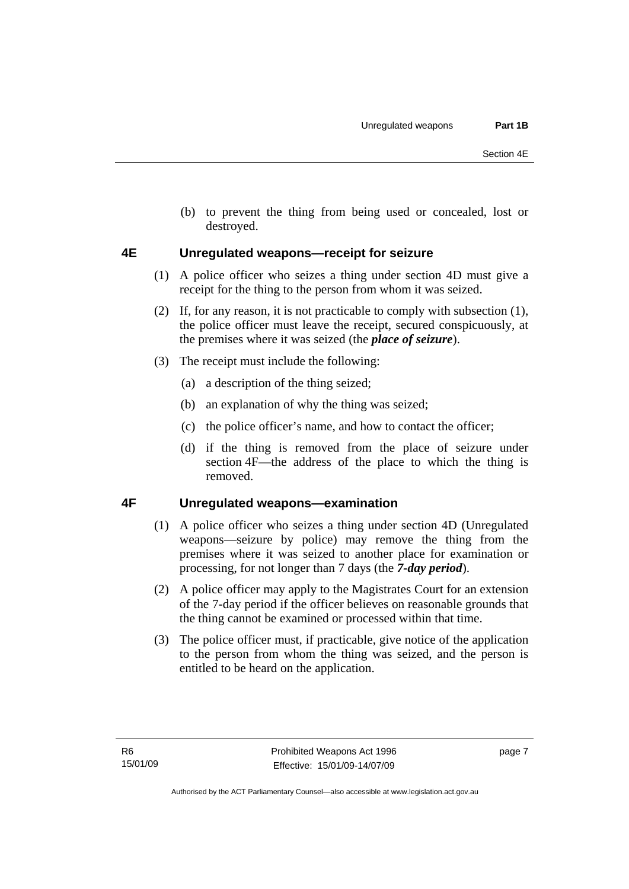(b) to prevent the thing from being used or concealed, lost or destroyed.

## 4E Unregulated weapons—receipt for seizure

(1) A police officer who seizes a thing under section 4D must give a receipt for the thing to the person from whom it was seized.

(2) If, for any reason, it is not practicable to comply with subsection (1), the police officer must leave the receipt, secured conspicuously, at the premises where it was seized (the ***place of seizure***).

(3) The receipt must include the following:

(a) a description of the thing seized;

(b) an explanation of why the thing was seized;

(c) the police officer's name, and how to contact the officer;

(d) if the thing is removed from the place of seizure under section 4F—the address of the place to which the thing is removed.

## 4F Unregulated weapons—examination

(1) A police officer who seizes a thing under section 4D (Unregulated weapons—seizure by police) may remove the thing from the premises where it was seized to another place for examination or processing, for not longer than 7 days (the ***7-day period***).

(2) A police officer may apply to the Magistrates Court for an extension of the 7-day period if the officer believes on reasonable grounds that the thing cannot be examined or processed within that time.

(3) The police officer must, if practicable, give notice of the application to the person from whom the thing was seized, and the person is entitled to be heard on the application.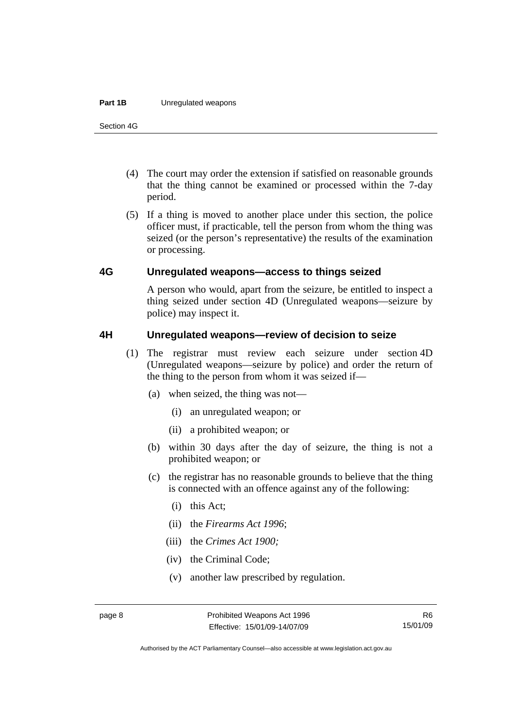(4) The court may order the extension if satisfied on reasonable grounds that the thing cannot be examined or processed within the 7-day period.

(5) If a thing is moved to another place under this section, the police officer must, if practicable, tell the person from whom the thing was seized (or the person's representative) the results of the examination or processing.

### 4G Unregulated weapons—access to things seized

A person who would, apart from the seizure, be entitled to inspect a thing seized under section 4D (Unregulated weapons—seizure by police) may inspect it.

### 4H Unregulated weapons—review of decision to seize

(1) The registrar must review each seizure under section 4D (Unregulated weapons—seizure by police) and order the return of the thing to the person from whom it was seized if—

(a) when seized, the thing was not—

(i) an unregulated weapon; or

(ii) a prohibited weapon; or

(b) within 30 days after the day of seizure, the thing is not a prohibited weapon; or

(c) the registrar has no reasonable grounds to believe that the thing is connected with an offence against any of the following:

(i) this Act;

(ii) the *Firearms Act 1996*;

(iii) the *Crimes Act 1900;*

(iv) the Criminal Code;

(v) another law prescribed by regulation.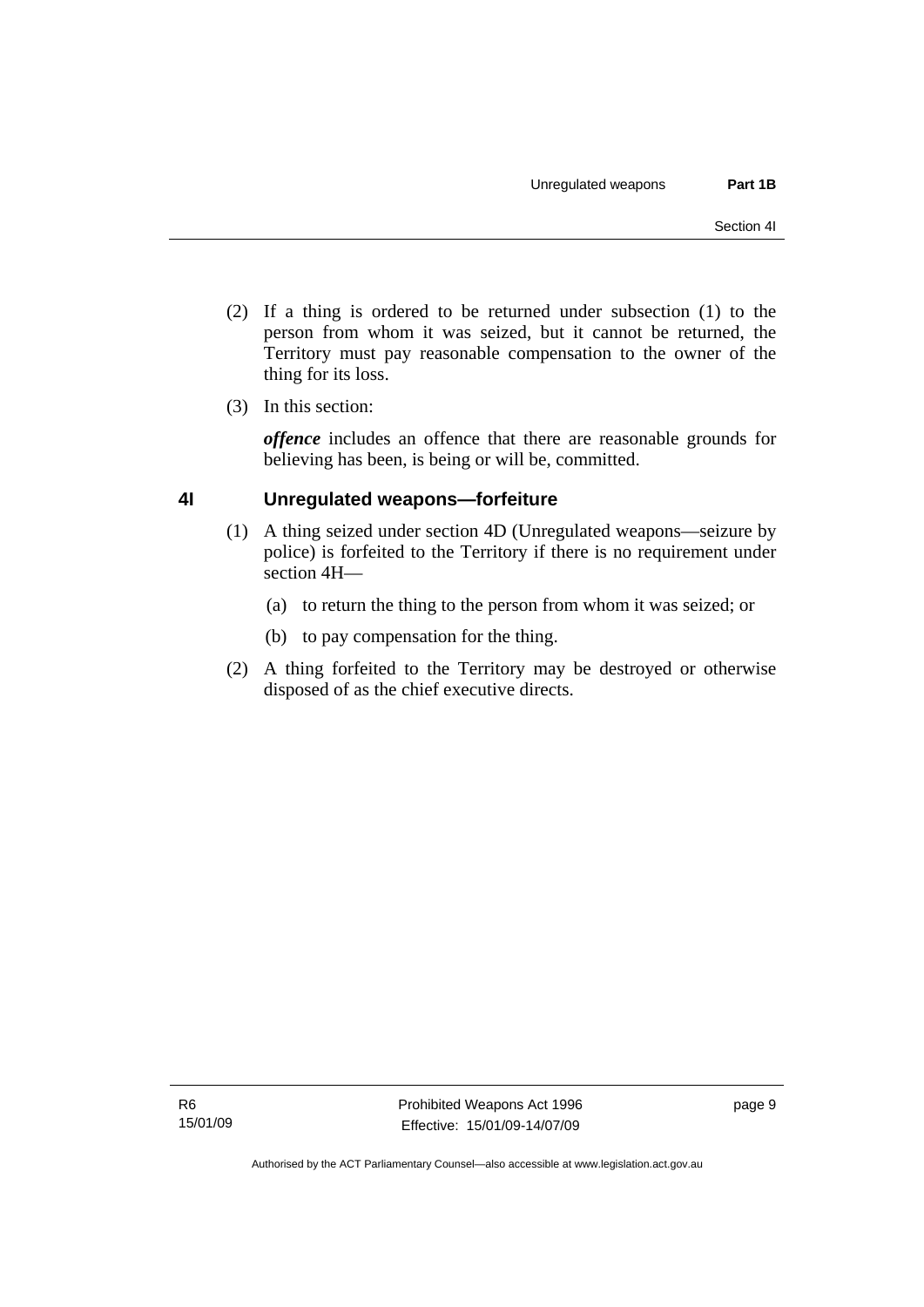(2) If a thing is ordered to be returned under subsection (1) to the person from whom it was seized, but it cannot be returned, the Territory must pay reasonable compensation to the owner of the thing for its loss.

(3) In this section:

***offence*** includes an offence that there are reasonable grounds for believing has been, is being or will be, committed.

## 4I Unregulated weapons—forfeiture

(1) A thing seized under section 4D (Unregulated weapons—seizure by police) is forfeited to the Territory if there is no requirement under section 4H—

(a) to return the thing to the person from whom it was seized; or

(b) to pay compensation for the thing.

(2) A thing forfeited to the Territory may be destroyed or otherwise disposed of as the chief executive directs.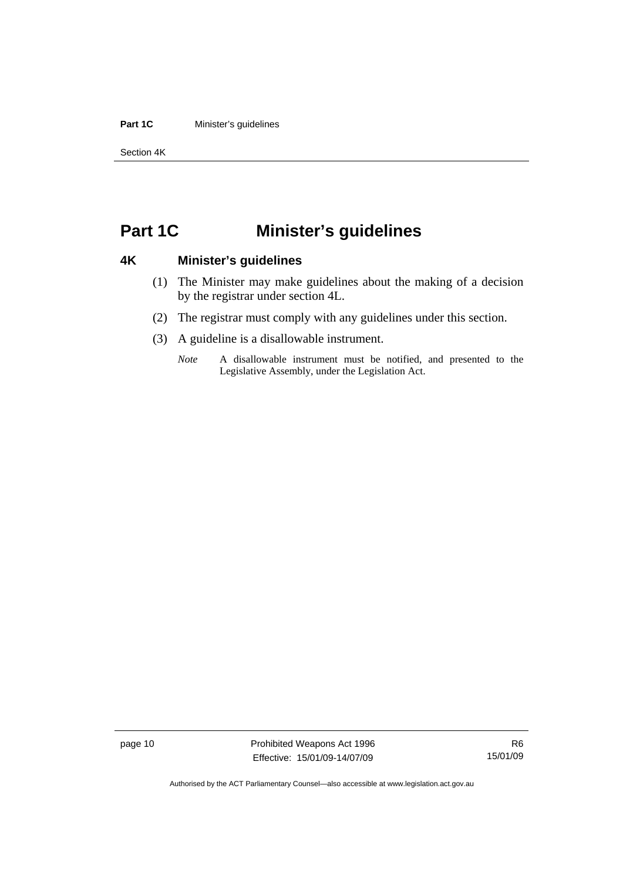# Part 1C Minister's guidelines

## 4K Minister's guidelines

(1) The Minister may make guidelines about the making of a decision by the registrar under section 4L.

(2) The registrar must comply with any guidelines under this section.

(3) A guideline is a disallowable instrument.

*Note* A disallowable instrument must be notified, and presented to the Legislative Assembly, under the Legislation Act.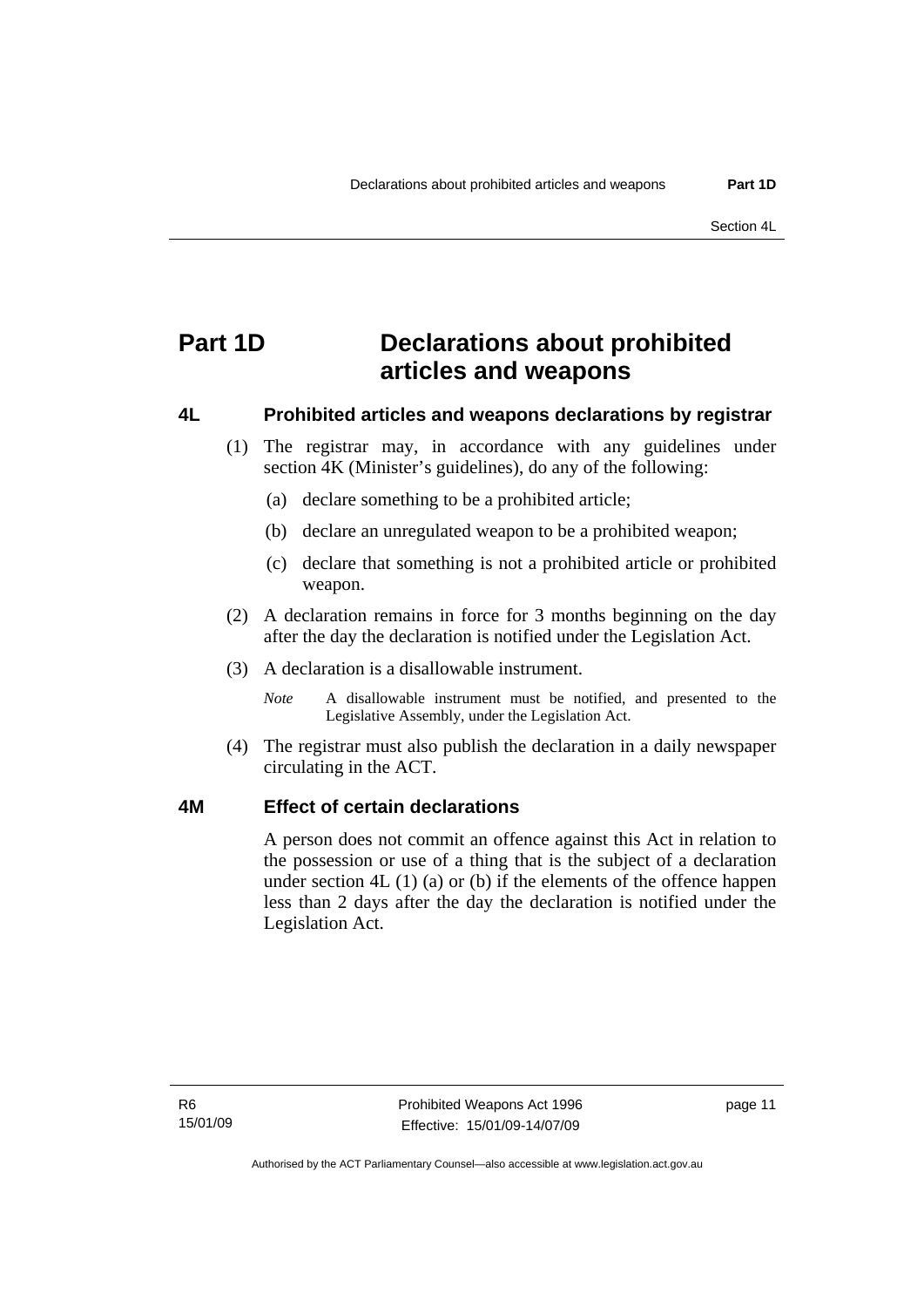# Part 1D Declarations about prohibited articles and weapons

## 4L Prohibited articles and weapons declarations by registrar

(1) The registrar may, in accordance with any guidelines under section 4K (Minister's guidelines), do any of the following:

(a) declare something to be a prohibited article;

(b) declare an unregulated weapon to be a prohibited weapon;

(c) declare that something is not a prohibited article or prohibited weapon.

(2) A declaration remains in force for 3 months beginning on the day after the day the declaration is notified under the Legislation Act.

(3) A declaration is a disallowable instrument.

*Note* A disallowable instrument must be notified, and presented to the Legislative Assembly, under the Legislation Act.

(4) The registrar must also publish the declaration in a daily newspaper circulating in the ACT.

## 4M Effect of certain declarations

A person does not commit an offence against this Act in relation to the possession or use of a thing that is the subject of a declaration under section 4L (1) (a) or (b) if the elements of the offence happen less than 2 days after the day the declaration is notified under the Legislation Act.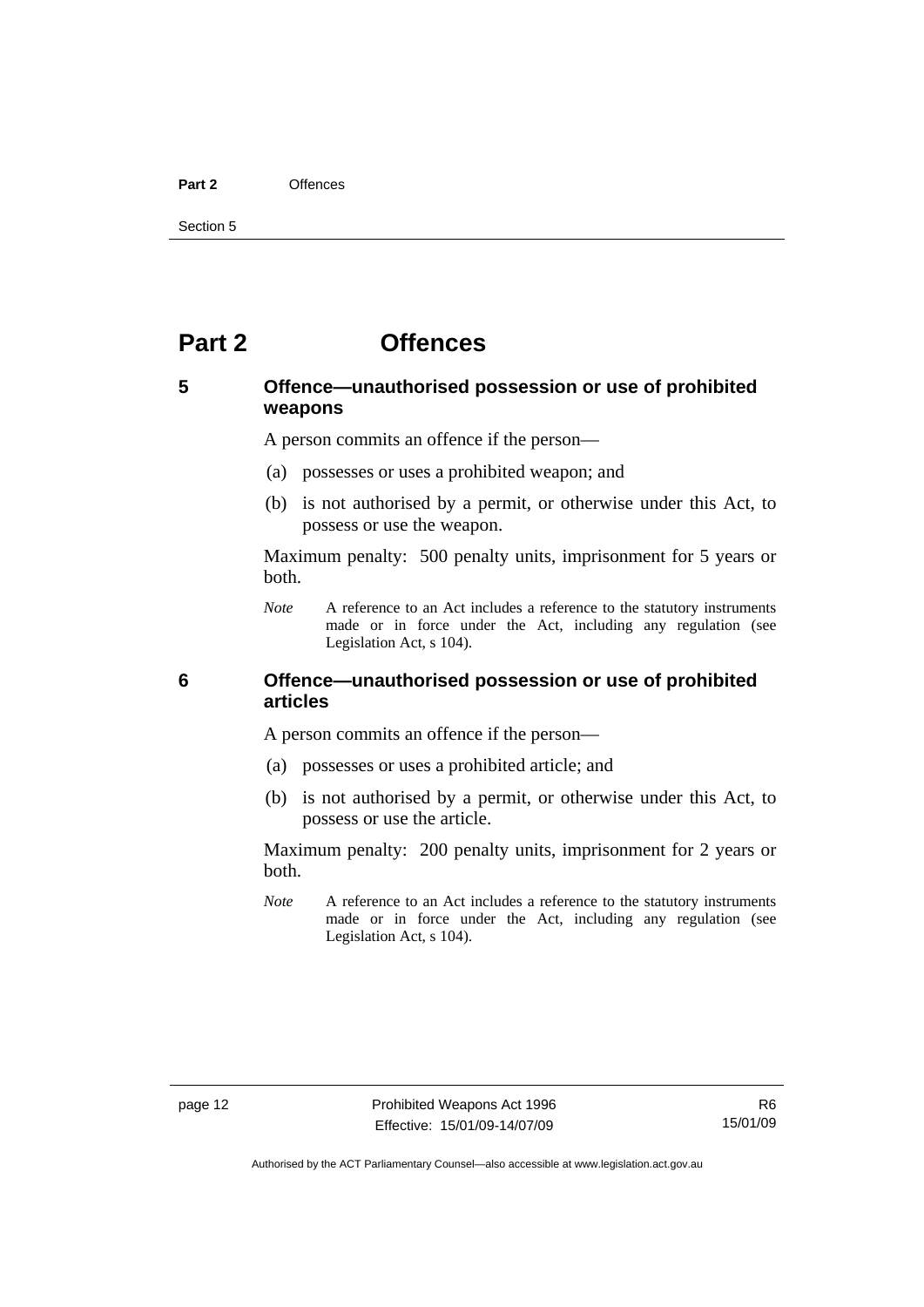# Part 2 Offences

## 5 Offence—unauthorised possession or use of prohibited weapons

A person commits an offence if the person—

(a) possesses or uses a prohibited weapon; and

(b) is not authorised by a permit, or otherwise under this Act, to possess or use the weapon.

Maximum penalty: 500 penalty units, imprisonment for 5 years or both.

*Note* A reference to an Act includes a reference to the statutory instruments made or in force under the Act, including any regulation (see Legislation Act, s 104).

## 6 Offence—unauthorised possession or use of prohibited articles

A person commits an offence if the person—

(a) possesses or uses a prohibited article; and

(b) is not authorised by a permit, or otherwise under this Act, to possess or use the article.

Maximum penalty: 200 penalty units, imprisonment for 2 years or both.

*Note* A reference to an Act includes a reference to the statutory instruments made or in force under the Act, including any regulation (see Legislation Act, s 104).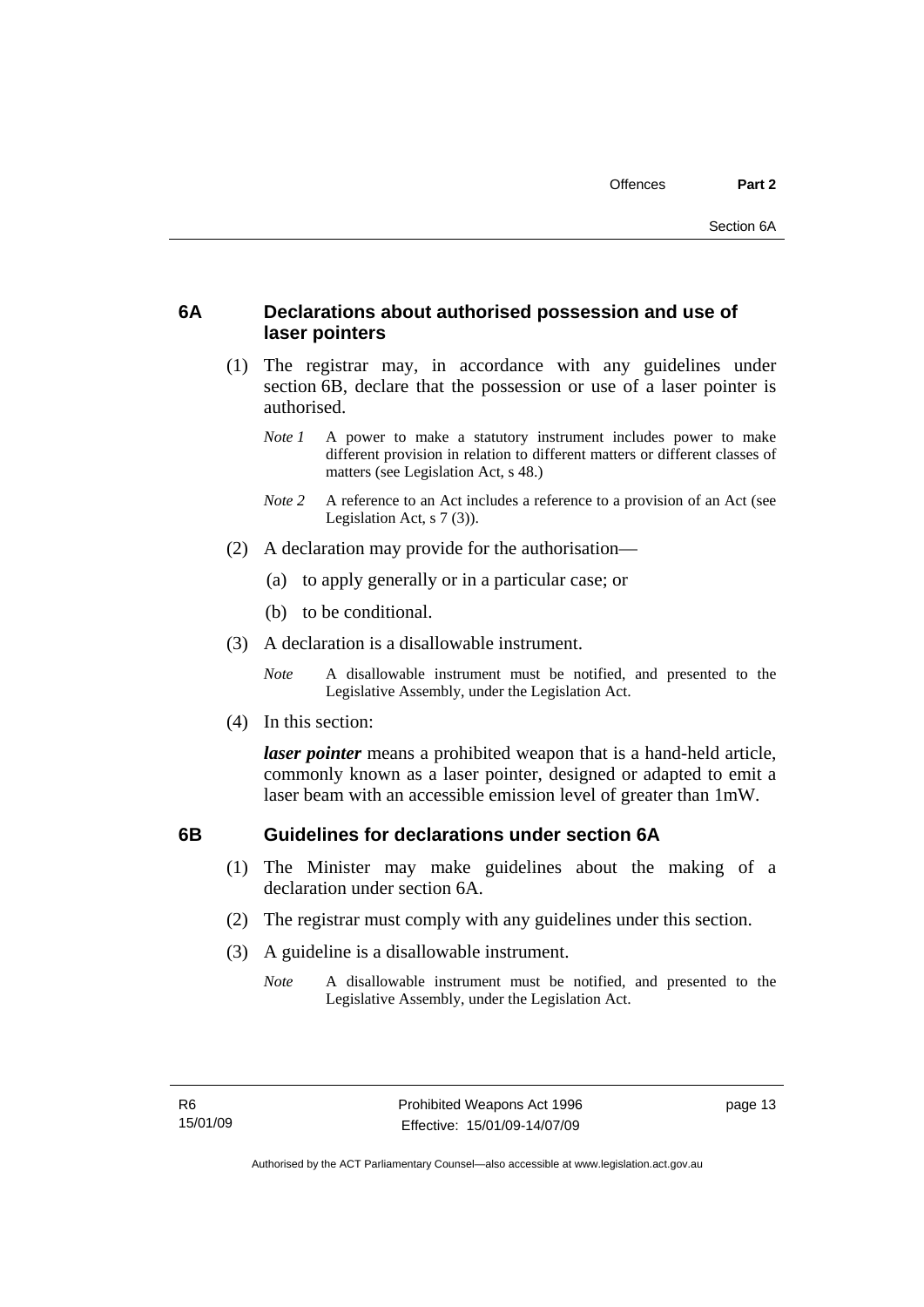### 6A Declarations about authorised possession and use of laser pointers

(1) The registrar may, in accordance with any guidelines under section 6B, declare that the possession or use of a laser pointer is authorised.

*Note 1* A power to make a statutory instrument includes power to make different provision in relation to different matters or different classes of matters (see Legislation Act, s 48.)

*Note 2* A reference to an Act includes a reference to a provision of an Act (see Legislation Act, s 7 (3)).

(2) A declaration may provide for the authorisation—

(a) to apply generally or in a particular case; or

(b) to be conditional.

(3) A declaration is a disallowable instrument.

*Note* A disallowable instrument must be notified, and presented to the Legislative Assembly, under the Legislation Act.

(4) In this section:

***laser pointer*** means a prohibited weapon that is a hand-held article, commonly known as a laser pointer, designed or adapted to emit a laser beam with an accessible emission level of greater than 1mW.

### 6B Guidelines for declarations under section 6A

(1) The Minister may make guidelines about the making of a declaration under section 6A.

(2) The registrar must comply with any guidelines under this section.

(3) A guideline is a disallowable instrument.

*Note* A disallowable instrument must be notified, and presented to the Legislative Assembly, under the Legislation Act.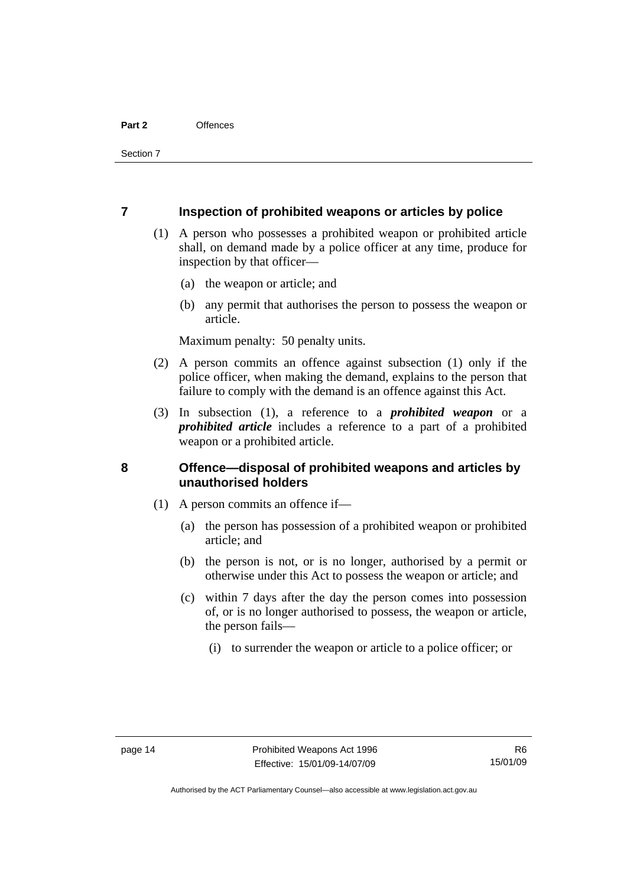## 7 Inspection of prohibited weapons or articles by police

(1) A person who possesses a prohibited weapon or prohibited article shall, on demand made by a police officer at any time, produce for inspection by that officer—

(a) the weapon or article; and

(b) any permit that authorises the person to possess the weapon or article.

Maximum penalty: 50 penalty units.

(2) A person commits an offence against subsection (1) only if the police officer, when making the demand, explains to the person that failure to comply with the demand is an offence against this Act.

(3) In subsection (1), a reference to a ***prohibited weapon*** or a ***prohibited article*** includes a reference to a part of a prohibited weapon or a prohibited article.

## 8 Offence—disposal of prohibited weapons and articles by unauthorised holders

(1) A person commits an offence if—

(a) the person has possession of a prohibited weapon or prohibited article; and

(b) the person is not, or is no longer, authorised by a permit or otherwise under this Act to possess the weapon or article; and

(c) within 7 days after the day the person comes into possession of, or is no longer authorised to possess, the weapon or article, the person fails—

(i) to surrender the weapon or article to a police officer; or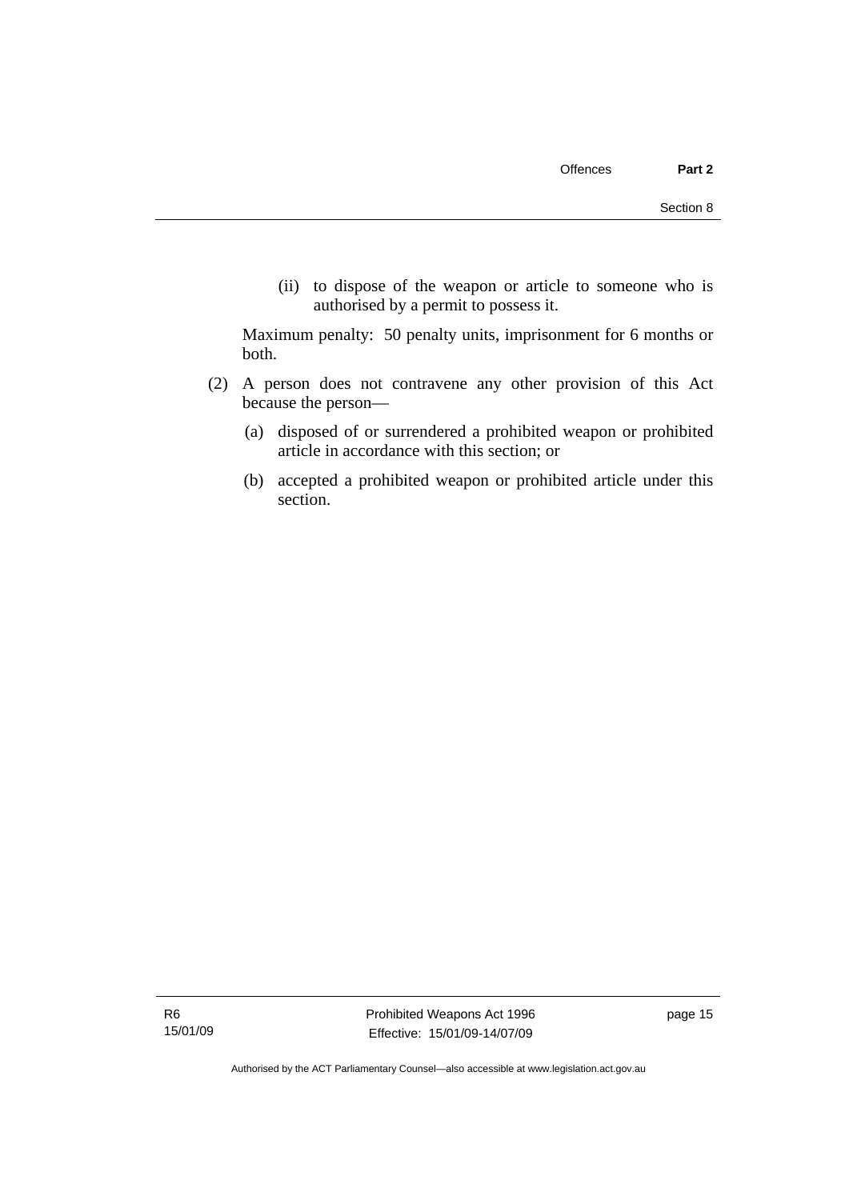(ii) to dispose of the weapon or article to someone who is authorised by a permit to possess it.

Maximum penalty: 50 penalty units, imprisonment for 6 months or both.

(2) A person does not contravene any other provision of this Act because the person—

(a) disposed of or surrendered a prohibited weapon or prohibited article in accordance with this section; or

(b) accepted a prohibited weapon or prohibited article under this section.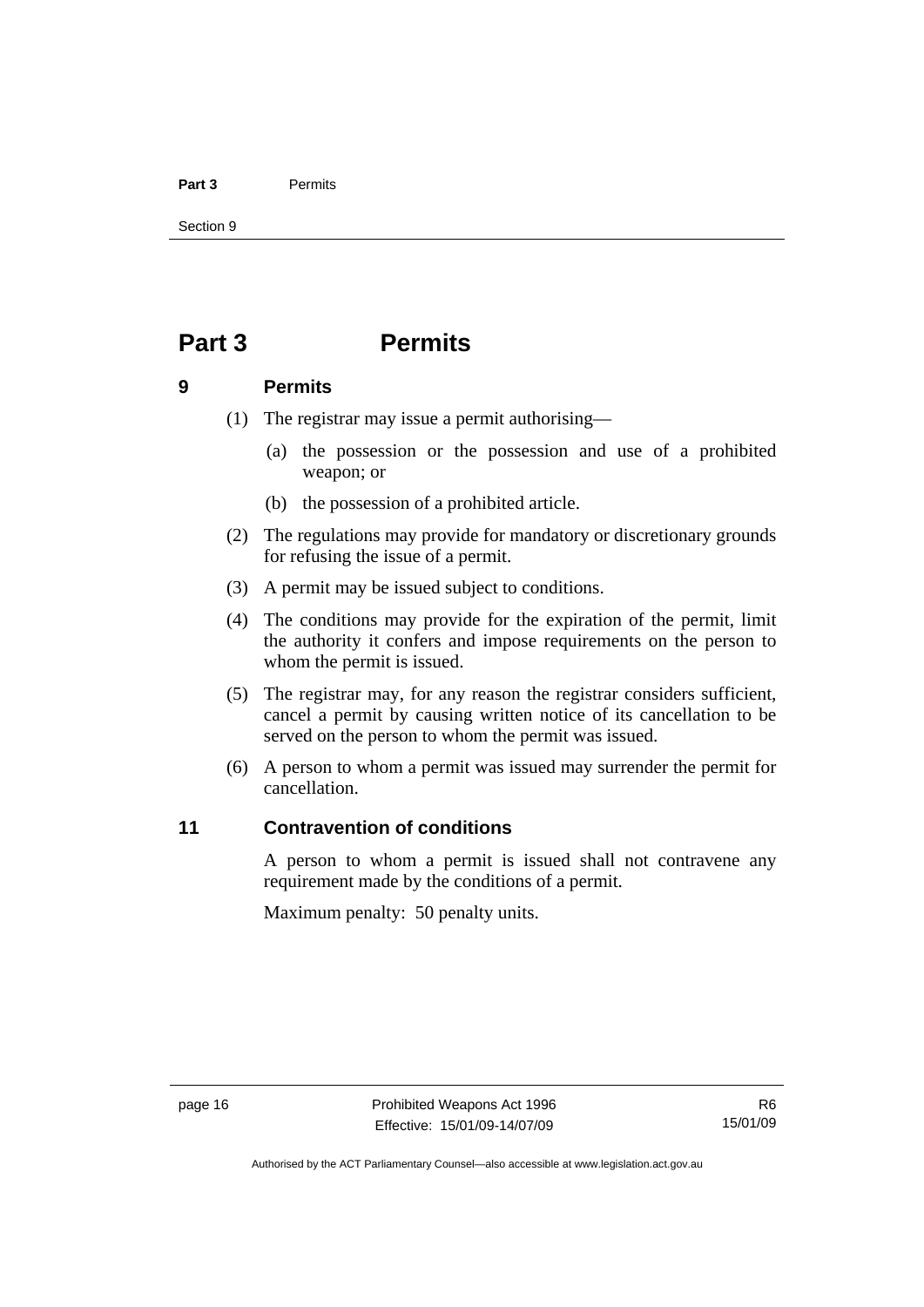# Part 3 Permits

## 9 Permits

(1) The registrar may issue a permit authorising—

(a) the possession or the possession and use of a prohibited weapon; or

(b) the possession of a prohibited article.

(2) The regulations may provide for mandatory or discretionary grounds for refusing the issue of a permit.

(3) A permit may be issued subject to conditions.

(4) The conditions may provide for the expiration of the permit, limit the authority it confers and impose requirements on the person to whom the permit is issued.

(5) The registrar may, for any reason the registrar considers sufficient, cancel a permit by causing written notice of its cancellation to be served on the person to whom the permit was issued.

(6) A person to whom a permit was issued may surrender the permit for cancellation.

## 11 Contravention of conditions

A person to whom a permit is issued shall not contravene any requirement made by the conditions of a permit.

Maximum penalty: 50 penalty units.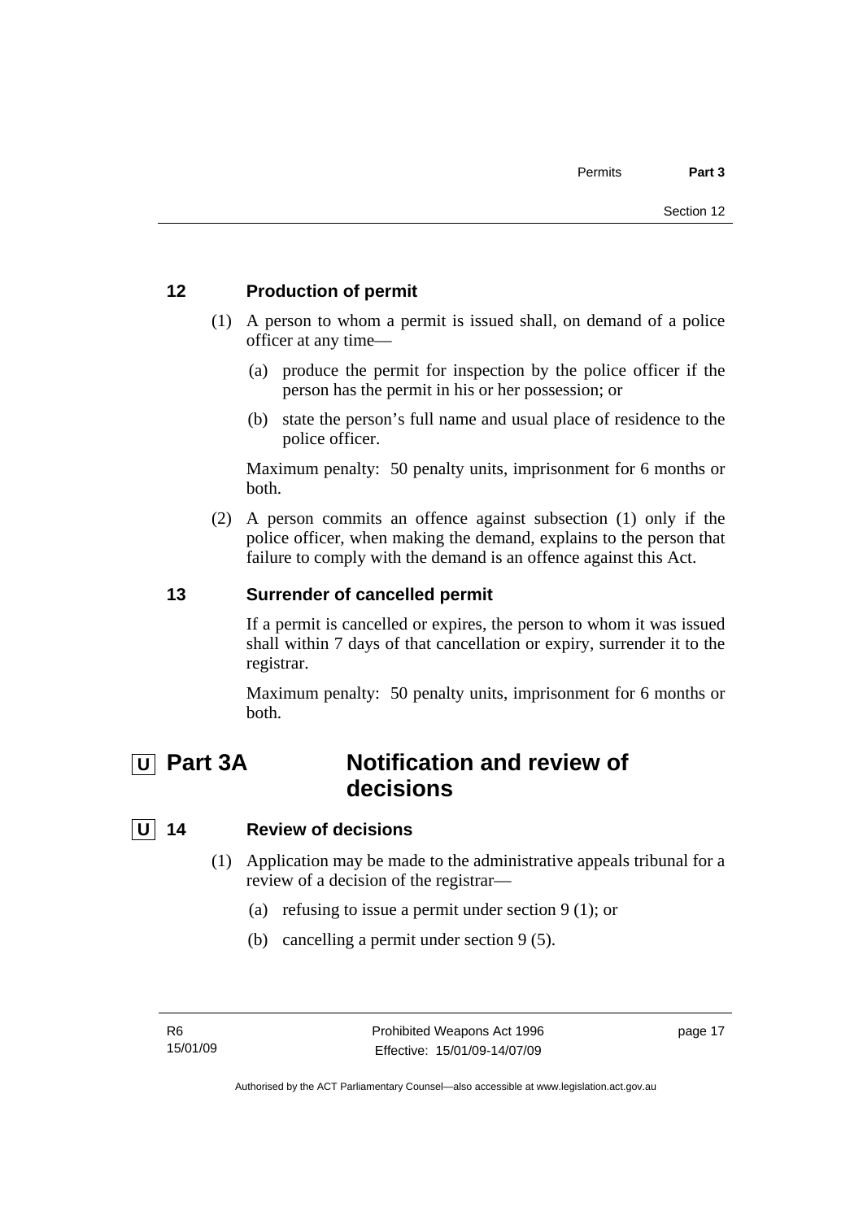## 12 Production of permit

(1) A person to whom a permit is issued shall, on demand of a police officer at any time—

(a) produce the permit for inspection by the police officer if the person has the permit in his or her possession; or

(b) state the person's full name and usual place of residence to the police officer.

Maximum penalty: 50 penalty units, imprisonment for 6 months or both.

(2) A person commits an offence against subsection (1) only if the police officer, when making the demand, explains to the person that failure to comply with the demand is an offence against this Act.

## 13 Surrender of cancelled permit

If a permit is cancelled or expires, the person to whom it was issued shall within 7 days of that cancellation or expiry, surrender it to the registrar.

Maximum penalty: 50 penalty units, imprisonment for 6 months or both.

# U Part 3A Notification and review of decisions

## U 14 Review of decisions

(1) Application may be made to the administrative appeals tribunal for a review of a decision of the registrar—

(a) refusing to issue a permit under section 9 (1); or

(b) cancelling a permit under section 9 (5).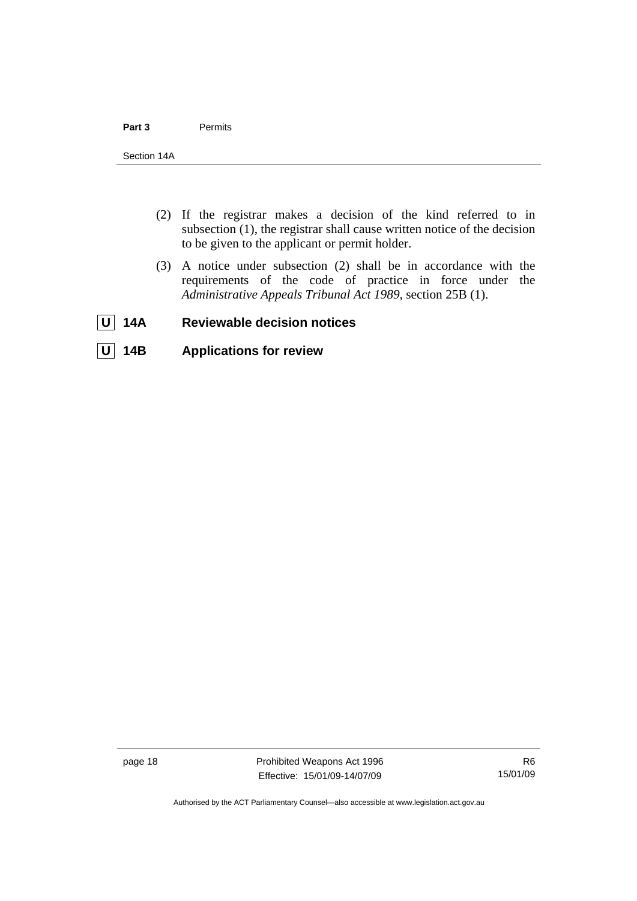(2) If the registrar makes a decision of the kind referred to in subsection (1), the registrar shall cause written notice of the decision to be given to the applicant or permit holder.

(3) A notice under subsection (2) shall be in accordance with the requirements of the code of practice in force under the *Administrative Appeals Tribunal Act 1989*, section 25B (1).

### U 14A Reviewable decision notices

### U 14B Applications for review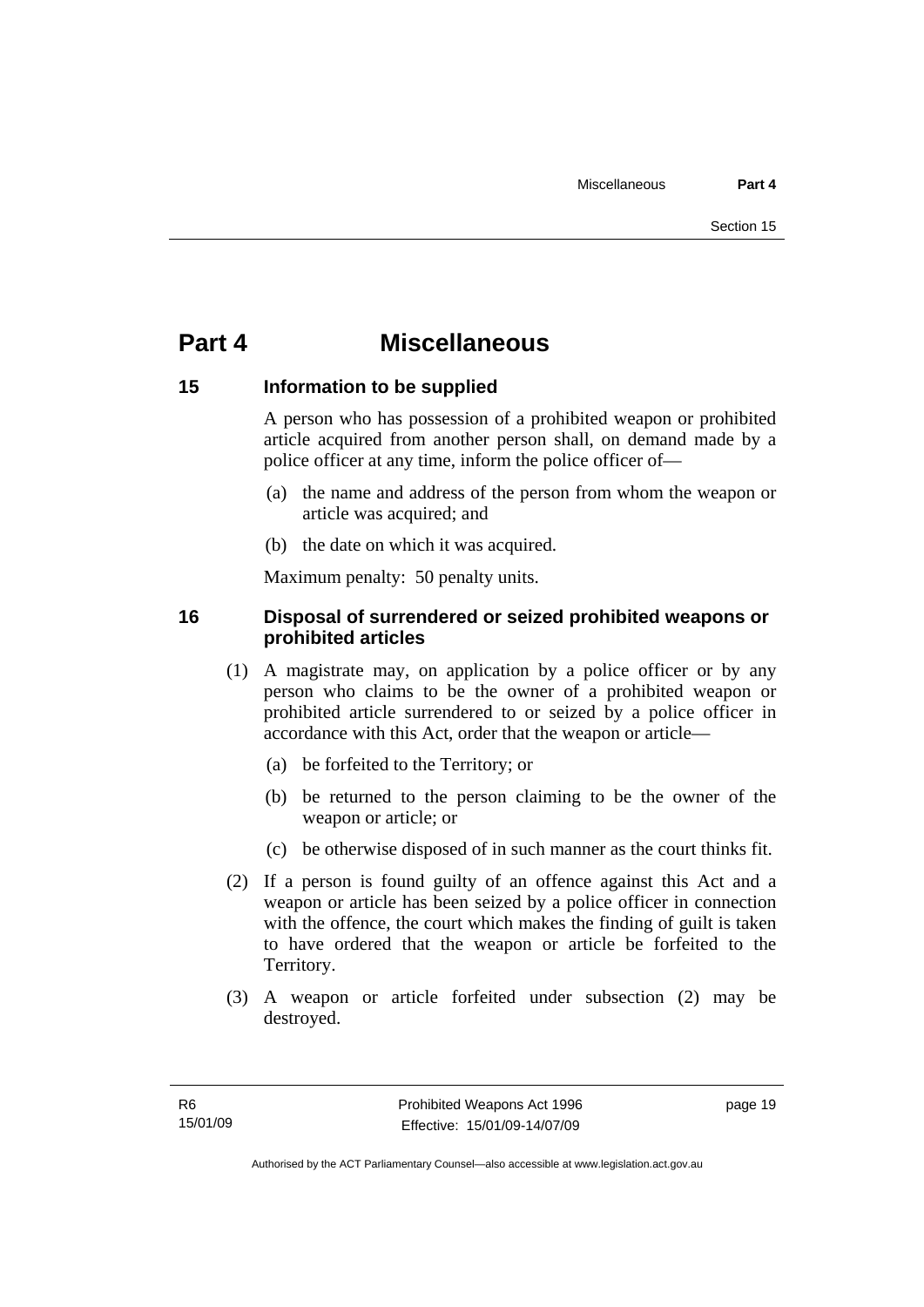# Part 4 Miscellaneous

## 15 Information to be supplied

A person who has possession of a prohibited weapon or prohibited article acquired from another person shall, on demand made by a police officer at any time, inform the police officer of—

(a) the name and address of the person from whom the weapon or article was acquired; and

(b) the date on which it was acquired.

Maximum penalty: 50 penalty units.

## 16 Disposal of surrendered or seized prohibited weapons or prohibited articles

(1) A magistrate may, on application by a police officer or by any person who claims to be the owner of a prohibited weapon or prohibited article surrendered to or seized by a police officer in accordance with this Act, order that the weapon or article—

(a) be forfeited to the Territory; or

(b) be returned to the person claiming to be the owner of the weapon or article; or

(c) be otherwise disposed of in such manner as the court thinks fit.

(2) If a person is found guilty of an offence against this Act and a weapon or article has been seized by a police officer in connection with the offence, the court which makes the finding of guilt is taken to have ordered that the weapon or article be forfeited to the Territory.

(3) A weapon or article forfeited under subsection (2) may be destroyed.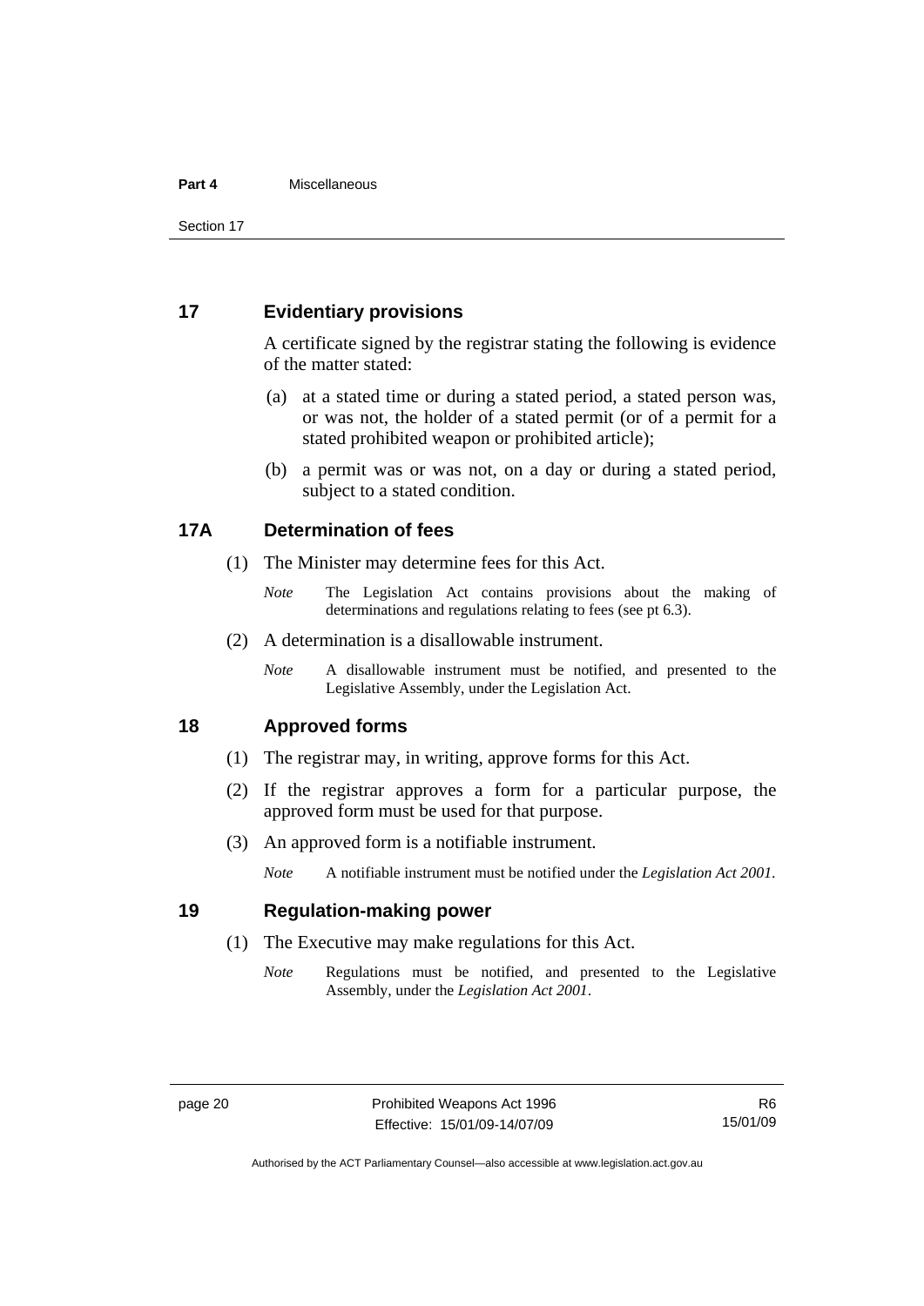## 17 Evidentiary provisions

A certificate signed by the registrar stating the following is evidence of the matter stated:

(a) at a stated time or during a stated period, a stated person was, or was not, the holder of a stated permit (or of a permit for a stated prohibited weapon or prohibited article);

(b) a permit was or was not, on a day or during a stated period, subject to a stated condition.

## 17A Determination of fees

(1) The Minister may determine fees for this Act.

*Note* The Legislation Act contains provisions about the making of determinations and regulations relating to fees (see pt 6.3).

(2) A determination is a disallowable instrument.

*Note* A disallowable instrument must be notified, and presented to the Legislative Assembly, under the Legislation Act.

## 18 Approved forms

(1) The registrar may, in writing, approve forms for this Act.

(2) If the registrar approves a form for a particular purpose, the approved form must be used for that purpose.

(3) An approved form is a notifiable instrument.

*Note* A notifiable instrument must be notified under the *Legislation Act 2001*.

## 19 Regulation-making power

(1) The Executive may make regulations for this Act.

*Note* Regulations must be notified, and presented to the Legislative Assembly, under the *Legislation Act 2001*.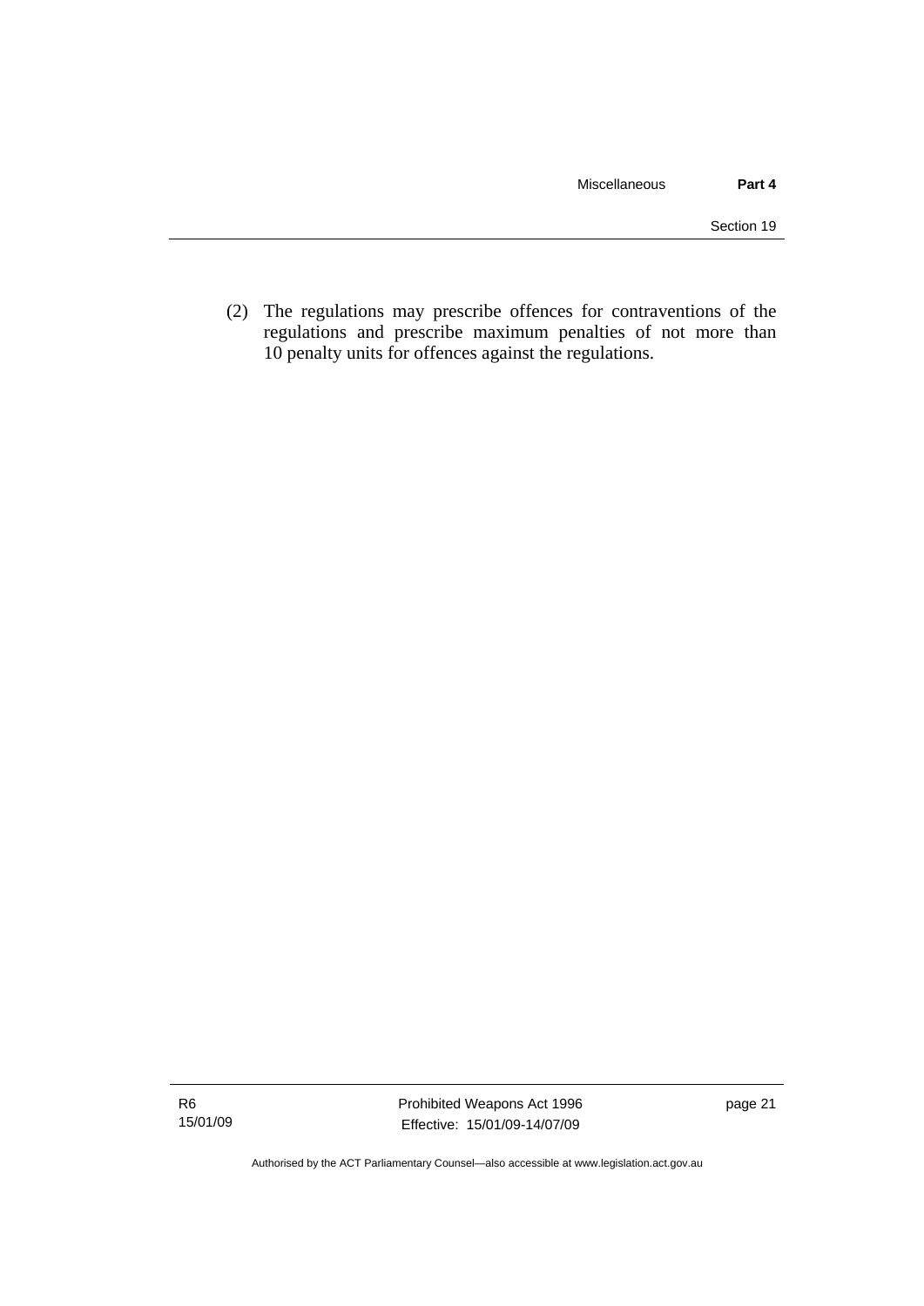(2) The regulations may prescribe offences for contraventions of the regulations and prescribe maximum penalties of not more than 10 penalty units for offences against the regulations.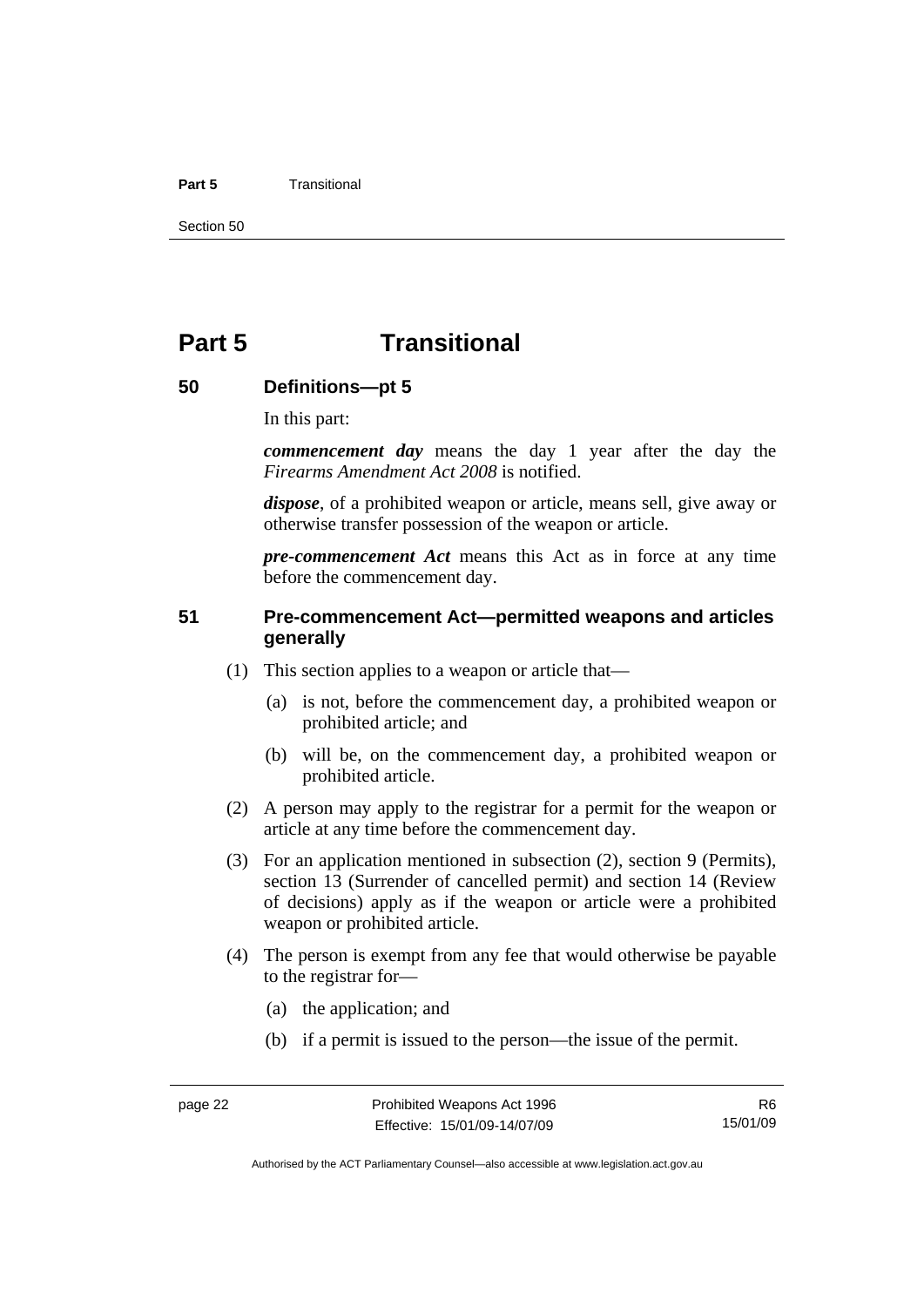# Part 5 Transitional

## 50 Definitions—pt 5

In this part:

***commencement day*** means the day 1 year after the day the *Firearms Amendment Act 2008* is notified.

***dispose***, of a prohibited weapon or article, means sell, give away or otherwise transfer possession of the weapon or article.

***pre-commencement Act*** means this Act as in force at any time before the commencement day.

## 51 Pre-commencement Act—permitted weapons and articles generally

(1) This section applies to a weapon or article that—

(a) is not, before the commencement day, a prohibited weapon or prohibited article; and

(b) will be, on the commencement day, a prohibited weapon or prohibited article.

(2) A person may apply to the registrar for a permit for the weapon or article at any time before the commencement day.

(3) For an application mentioned in subsection (2), section 9 (Permits), section 13 (Surrender of cancelled permit) and section 14 (Review of decisions) apply as if the weapon or article were a prohibited weapon or prohibited article.

(4) The person is exempt from any fee that would otherwise be payable to the registrar for—

(a) the application; and

(b) if a permit is issued to the person—the issue of the permit.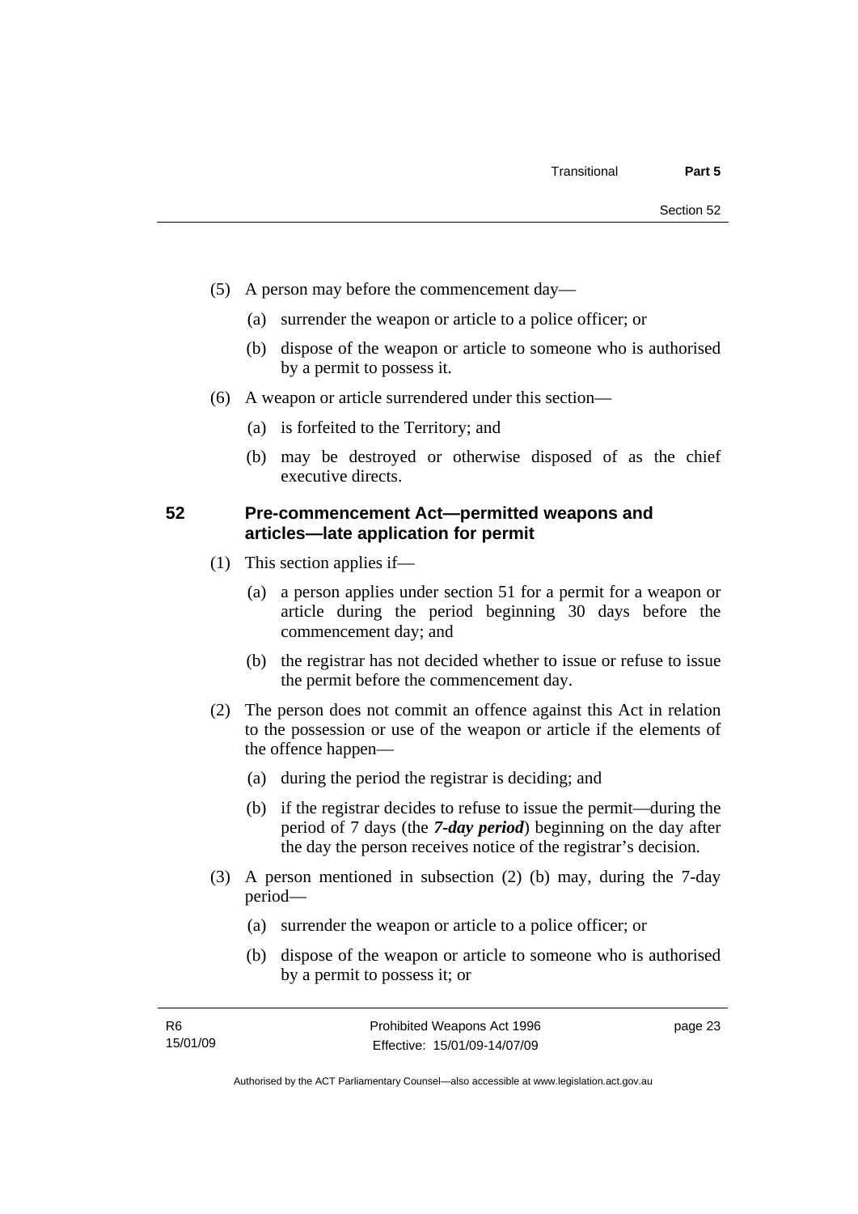(5) A person may before the commencement day—

(a) surrender the weapon or article to a police officer; or

(b) dispose of the weapon or article to someone who is authorised by a permit to possess it.

(6) A weapon or article surrendered under this section—

(a) is forfeited to the Territory; and

(b) may be destroyed or otherwise disposed of as the chief executive directs.

### 52 Pre-commencement Act—permitted weapons and articles—late application for permit

(1) This section applies if—

(a) a person applies under section 51 for a permit for a weapon or article during the period beginning 30 days before the commencement day; and

(b) the registrar has not decided whether to issue or refuse to issue the permit before the commencement day.

(2) The person does not commit an offence against this Act in relation to the possession or use of the weapon or article if the elements of the offence happen—

(a) during the period the registrar is deciding; and

(b) if the registrar decides to refuse to issue the permit—during the period of 7 days (the ***7-day period***) beginning on the day after the day the person receives notice of the registrar's decision.

(3) A person mentioned in subsection (2) (b) may, during the 7-day period—

(a) surrender the weapon or article to a police officer; or

(b) dispose of the weapon or article to someone who is authorised by a permit to possess it; or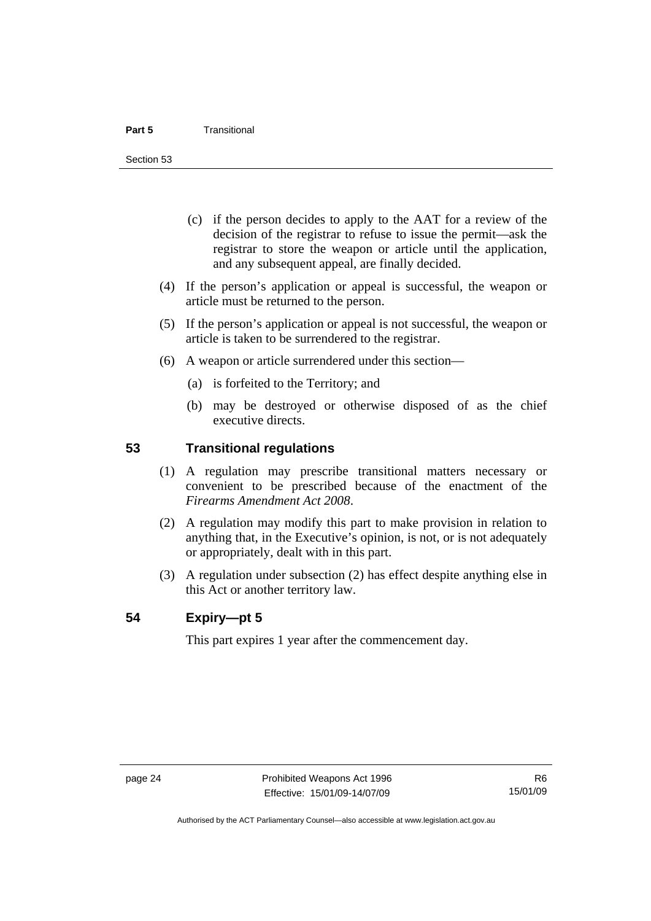(c) if the person decides to apply to the AAT for a review of the decision of the registrar to refuse to issue the permit—ask the registrar to store the weapon or article until the application, and any subsequent appeal, are finally decided.

(4) If the person's application or appeal is successful, the weapon or article must be returned to the person.

(5) If the person's application or appeal is not successful, the weapon or article is taken to be surrendered to the registrar.

(6) A weapon or article surrendered under this section—

(a) is forfeited to the Territory; and

(b) may be destroyed or otherwise disposed of as the chief executive directs.

## 53 Transitional regulations

(1) A regulation may prescribe transitional matters necessary or convenient to be prescribed because of the enactment of the *Firearms Amendment Act 2008*.

(2) A regulation may modify this part to make provision in relation to anything that, in the Executive's opinion, is not, or is not adequately or appropriately, dealt with in this part.

(3) A regulation under subsection (2) has effect despite anything else in this Act or another territory law.

## 54 Expiry—pt 5

This part expires 1 year after the commencement day.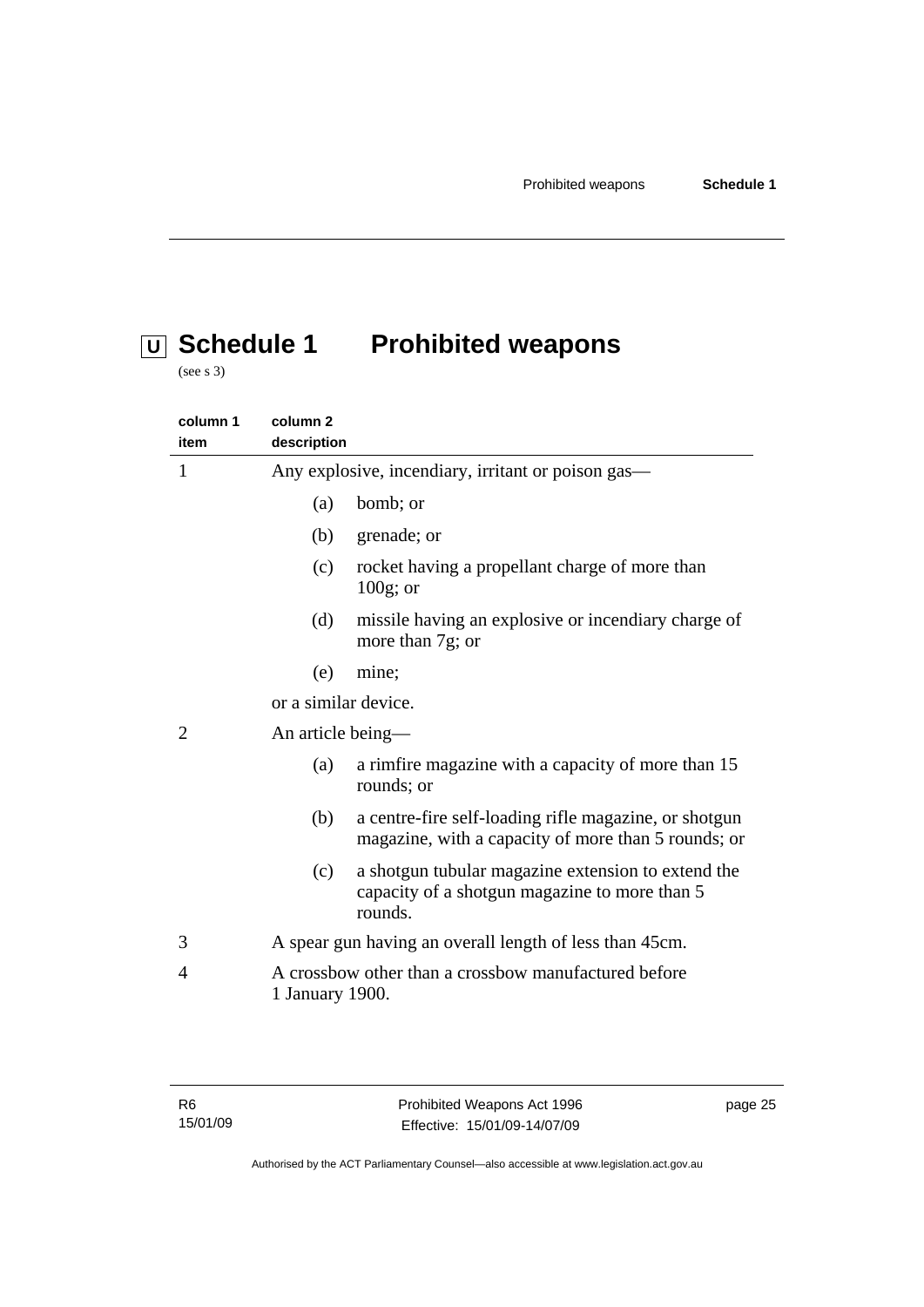# U Schedule 1 Prohibited weapons

(see s 3)

| column 1 item | column 2 description |
|---|---|
| 1 | Any explosive, incendiary, irritant or poison gas—<br>(a) bomb; or<br>(b) grenade; or<br>(c) rocket having a propellant charge of more than 100g; or<br>(d) missile having an explosive or incendiary charge of more than 7g; or<br>(e) mine;<br>or a similar device. |
| 2 | An article being—<br>(a) a rimfire magazine with a capacity of more than 15 rounds; or<br>(b) a centre-fire self-loading rifle magazine, or shotgun magazine, with a capacity of more than 5 rounds; or<br>(c) a shotgun tubular magazine extension to extend the capacity of a shotgun magazine to more than 5 rounds. |
| 3 | A spear gun having an overall length of less than 45cm. |
| 4 | A crossbow other than a crossbow manufactured before 1 January 1900. |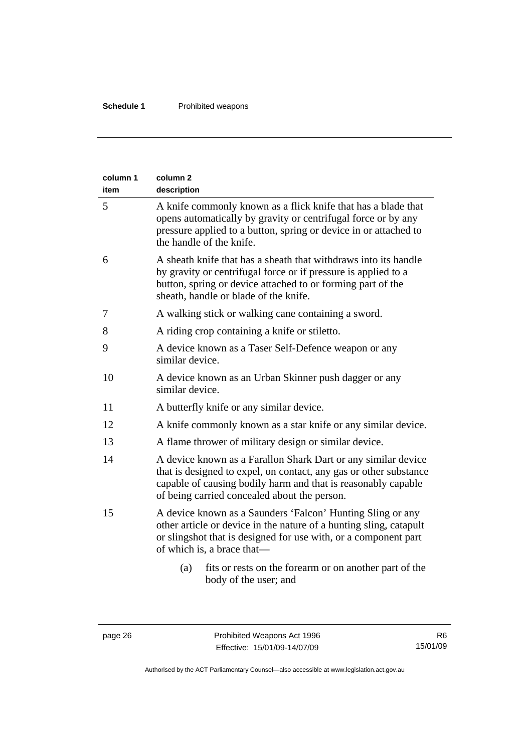| column 1 item | column 2 description |
|---|---|
| 5 | A knife commonly known as a flick knife that has a blade that opens automatically by gravity or centrifugal force or by any pressure applied to a button, spring or device in or attached to the handle of the knife. |
| 6 | A sheath knife that has a sheath that withdraws into its handle by gravity or centrifugal force or if pressure is applied to a button, spring or device attached to or forming part of the sheath, handle or blade of the knife. |
| 7 | A walking stick or walking cane containing a sword. |
| 8 | A riding crop containing a knife or stiletto. |
| 9 | A device known as a Taser Self-Defence weapon or any similar device. |
| 10 | A device known as an Urban Skinner push dagger or any similar device. |
| 11 | A butterfly knife or any similar device. |
| 12 | A knife commonly known as a star knife or any similar device. |
| 13 | A flame thrower of military design or similar device. |
| 14 | A device known as a Farallon Shark Dart or any similar device that is designed to expel, on contact, any gas or other substance capable of causing bodily harm and that is reasonably capable of being carried concealed about the person. |
| 15 | A device known as a Saunders 'Falcon' Hunting Sling or any other article or device in the nature of a hunting sling, catapult or slingshot that is designed for use with, or a component part of which is, a brace that—<br>(a) fits or rests on the forearm or on another part of the body of the user; and |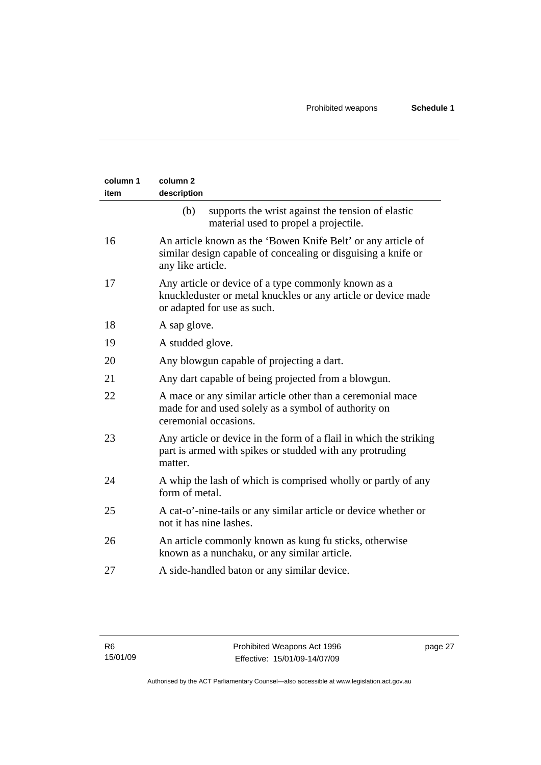| column 1 item | column 2 description |
|---|---|
| | (b) supports the wrist against the tension of elastic material used to propel a projectile. |
| 16 | An article known as the 'Bowen Knife Belt' or any article of similar design capable of concealing or disguising a knife or any like article. |
| 17 | Any article or device of a type commonly known as a knuckleduster or metal knuckles or any article or device made or adapted for use as such. |
| 18 | A sap glove. |
| 19 | A studded glove. |
| 20 | Any blowgun capable of projecting a dart. |
| 21 | Any dart capable of being projected from a blowgun. |
| 22 | A mace or any similar article other than a ceremonial mace made for and used solely as a symbol of authority on ceremonial occasions. |
| 23 | Any article or device in the form of a flail in which the striking part is armed with spikes or studded with any protruding matter. |
| 24 | A whip the lash of which is comprised wholly or partly of any form of metal. |
| 25 | A cat-o'-nine-tails or any similar article or device whether or not it has nine lashes. |
| 26 | An article commonly known as kung fu sticks, otherwise known as a nunchaku, or any similar article. |
| 27 | A side-handled baton or any similar device. |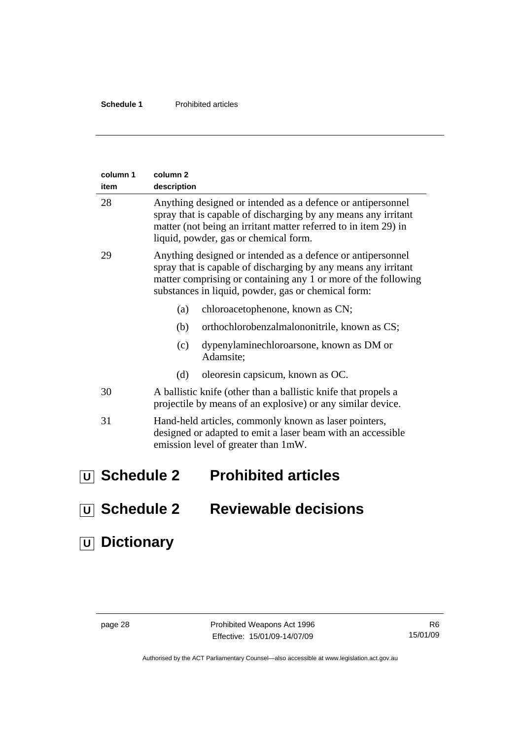| column 1 item | column 2 description |
|---|---|
| 28 | Anything designed or intended as a defence or antipersonnel spray that is capable of discharging by any means any irritant matter (not being an irritant matter referred to in item 29) in liquid, powder, gas or chemical form. |
| 29 | Anything designed or intended as a defence or antipersonnel spray that is capable of discharging by any means any irritant matter comprising or containing any 1 or more of the following substances in liquid, powder, gas or chemical form:<br>(a) chloroacetophenone, known as CN;<br>(b) orthochlorobenzalmalononitrile, known as CS;<br>(c) dypenylaminechloroarsone, known as DM or Adamsite;<br>(d) oleoresin capsicum, known as OC. |
| 30 | A ballistic knife (other than a ballistic knife that propels a projectile by means of an explosive) or any similar device. |
| 31 | Hand-held articles, commonly known as laser pointers, designed or adapted to emit a laser beam with an accessible emission level of greater than 1mW. |

# U Schedule 2 Prohibited articles

# U Schedule 2 Reviewable decisions

# U Dictionary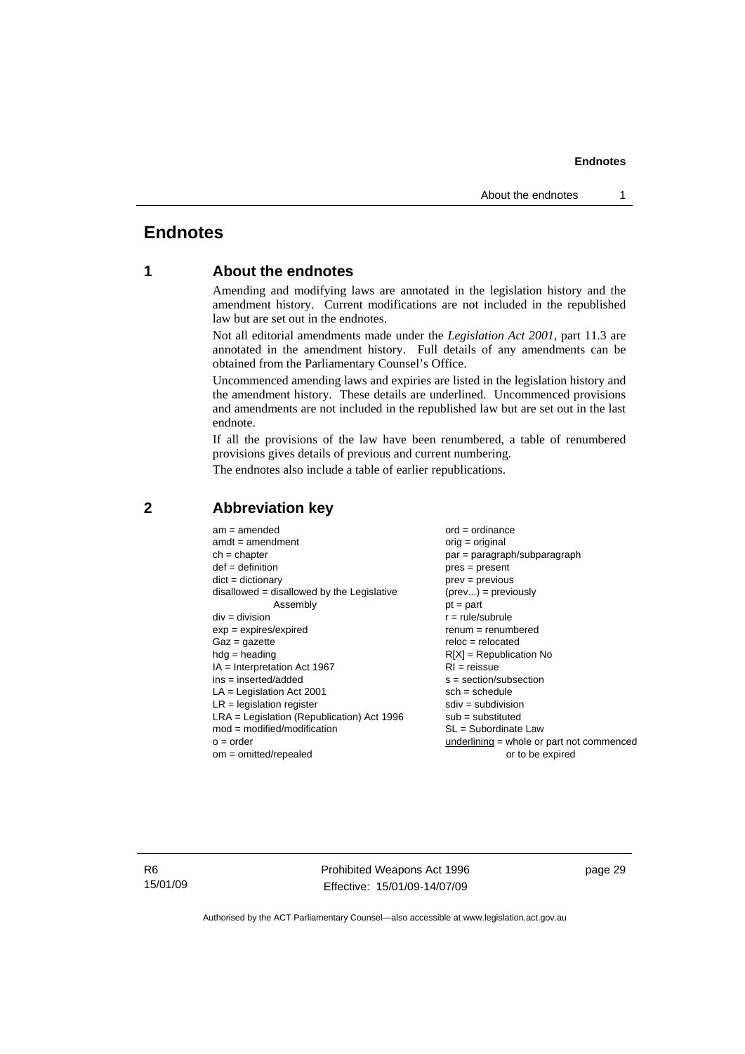# Endnotes

## 1 About the endnotes

Amending and modifying laws are annotated in the legislation history and the amendment history. Current modifications are not included in the republished law but are set out in the endnotes.

Not all editorial amendments made under the *Legislation Act 2001*, part 11.3 are annotated in the amendment history. Full details of any amendments can be obtained from the Parliamentary Counsel's Office.

Uncommenced amending laws and expiries are listed in the legislation history and the amendment history. These details are underlined. Uncommenced provisions and amendments are not included in the republished law but are set out in the last endnote.

If all the provisions of the law have been renumbered, a table of renumbered provisions gives details of previous and current numbering.

The endnotes also include a table of earlier republications.

## 2 Abbreviation key

| | |
|---|---|
| am = amended | ord = ordinance |
| amdt = amendment | orig = original |
| ch = chapter | par = paragraph/subparagraph |
| def = definition | pres = present |
| dict = dictionary | prev = previous |
| disallowed = disallowed by the Legislative Assembly | (prev...) = previously |
| div = division | pt = part |
| exp = expires/expired | r = rule/subrule |
| Gaz = gazette | renum = renumbered |
| hdg = heading | reloc = relocated |
| IA = Interpretation Act 1967 | R[X] = Republication No |
| ins = inserted/added | RI = reissue |
| LA = Legislation Act 2001 | s = section/subsection |
| LR = legislation register | sch = schedule |
| LRA = Legislation (Republication) Act 1996 | sdiv = subdivision |
| mod = modified/modification | sub = substituted |
| o = order | SL = Subordinate Law |
| om = omitted/repealed | <u>underlining</u> = whole or part not commenced or to be expired |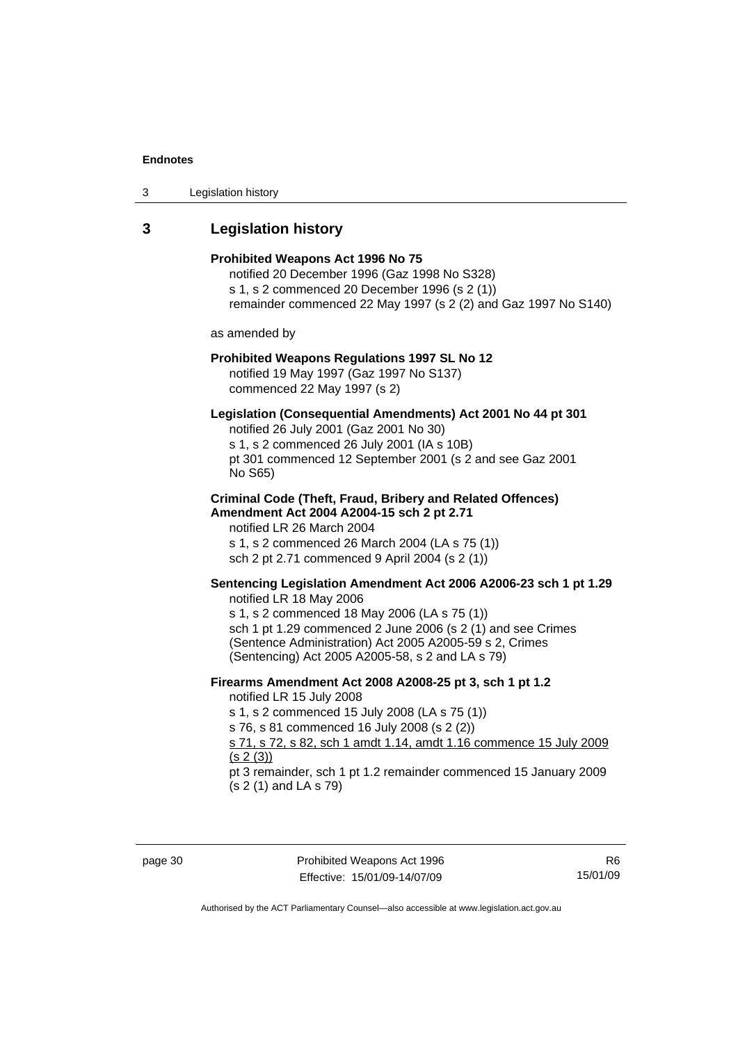## 3 Legislation history

**Prohibited Weapons Act 1996 No 75**

notified 20 December 1996 (Gaz 1998 No S328)
s 1, s 2 commenced 20 December 1996 (s 2 (1))
remainder commenced 22 May 1997 (s 2 (2) and Gaz 1997 No S140)

as amended by

**Prohibited Weapons Regulations 1997 SL No 12**

notified 19 May 1997 (Gaz 1997 No S137)
commenced 22 May 1997 (s 2)

**Legislation (Consequential Amendments) Act 2001 No 44 pt 301**

notified 26 July 2001 (Gaz 2001 No 30)
s 1, s 2 commenced 26 July 2001 (IA s 10B)
pt 301 commenced 12 September 2001 (s 2 and see Gaz 2001 No S65)

**Criminal Code (Theft, Fraud, Bribery and Related Offences) Amendment Act 2004 A2004-15 sch 2 pt 2.71**

notified LR 26 March 2004
s 1, s 2 commenced 26 March 2004 (LA s 75 (1))
sch 2 pt 2.71 commenced 9 April 2004 (s 2 (1))

**Sentencing Legislation Amendment Act 2006 A2006-23 sch 1 pt 1.29**

notified LR 18 May 2006
s 1, s 2 commenced 18 May 2006 (LA s 75 (1))
sch 1 pt 1.29 commenced 2 June 2006 (s 2 (1) and see Crimes (Sentence Administration) Act 2005 A2005-59 s 2, Crimes (Sentencing) Act 2005 A2005-58, s 2 and LA s 79)

**Firearms Amendment Act 2008 A2008-25 pt 3, sch 1 pt 1.2**

notified LR 15 July 2008
s 1, s 2 commenced 15 July 2008 (LA s 75 (1))
s 76, s 81 commenced 16 July 2008 (s 2 (2))
<u>s 71, s 72, s 82, sch 1 amdt 1.14, amdt 1.16 commence 15 July 2009 (s 2 (3))</u>
pt 3 remainder, sch 1 pt 1.2 remainder commenced 15 January 2009 (s 2 (1) and LA s 79)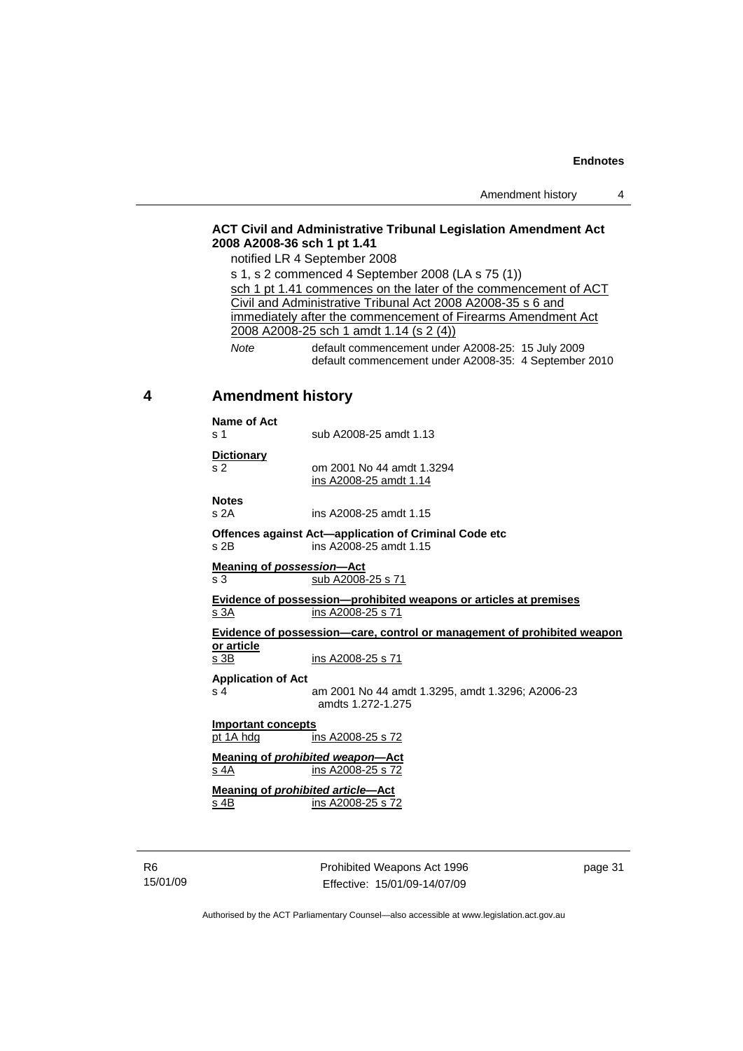**ACT Civil and Administrative Tribunal Legislation Amendment Act 2008 A2008-36 sch 1 pt 1.41**

notified LR 4 September 2008

s 1, s 2 commenced 4 September 2008 (LA s 75 (1))

sch 1 pt 1.41 commences on the later of the commencement of ACT Civil and Administrative Tribunal Act 2008 A2008-35 s 6 and immediately after the commencement of Firearms Amendment Act 2008 A2008-25 sch 1 amdt 1.14 (s 2 (4))

*Note* default commencement under A2008-25: 15 July 2009
default commencement under A2008-35: 4 September 2010

## 4 Amendment history

**Name of Act**
s 1 sub A2008-25 amdt 1.13

**Dictionary**
s 2 om 2001 No 44 amdt 1.3294
ins A2008-25 amdt 1.14

**Notes**
s 2A ins A2008-25 amdt 1.15

**Offences against Act—application of Criminal Code etc**
s 2B ins A2008-25 amdt 1.15

**Meaning of *possession*—Act**
s 3 sub A2008-25 s 71

**Evidence of possession—prohibited weapons or articles at premises**
s 3A ins A2008-25 s 71

**Evidence of possession—care, control or management of prohibited weapon or article**
s 3B ins A2008-25 s 71

**Application of Act**
s 4 am 2001 No 44 amdt 1.3295, amdt 1.3296; A2006-23 amdts 1.272-1.275

**Important concepts**
pt 1A hdg ins A2008-25 s 72

**Meaning of *prohibited weapon*—Act**
s 4A ins A2008-25 s 72

**Meaning of *prohibited article*—Act**
s 4B ins A2008-25 s 72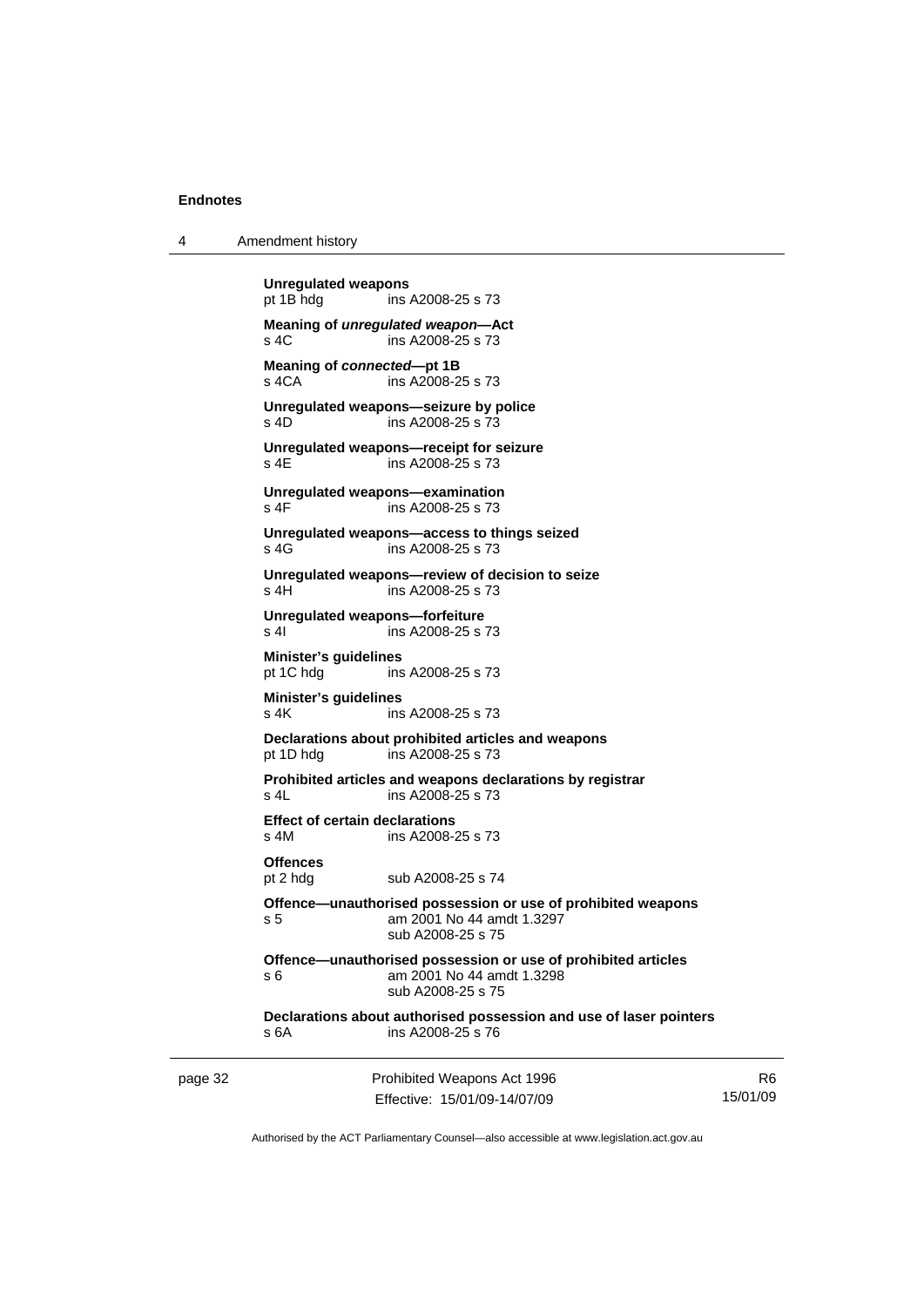**Unregulated weapons**
pt 1B hdg ins A2008-25 s 73

**Meaning of *unregulated weapon*—Act**
s 4C ins A2008-25 s 73

**Meaning of *connected*—pt 1B**
s 4CA ins A2008-25 s 73

**Unregulated weapons—seizure by police**
s 4D ins A2008-25 s 73

**Unregulated weapons—receipt for seizure**
s 4E ins A2008-25 s 73

**Unregulated weapons—examination**
s 4F ins A2008-25 s 73

**Unregulated weapons—access to things seized**
s 4G ins A2008-25 s 73

**Unregulated weapons—review of decision to seize**
s 4H ins A2008-25 s 73

**Unregulated weapons—forfeiture**
s 4I ins A2008-25 s 73

**Minister's guidelines**
pt 1C hdg ins A2008-25 s 73

**Minister's guidelines**
s 4K ins A2008-25 s 73

**Declarations about prohibited articles and weapons**
pt 1D hdg ins A2008-25 s 73

**Prohibited articles and weapons declarations by registrar**
s 4L ins A2008-25 s 73

**Effect of certain declarations**
s 4M ins A2008-25 s 73

**Offences**
pt 2 hdg sub A2008-25 s 74

**Offence—unauthorised possession or use of prohibited weapons**
s 5 am 2001 No 44 amdt 1.3297
sub A2008-25 s 75

**Offence—unauthorised possession or use of prohibited articles**
s 6 am 2001 No 44 amdt 1.3298
sub A2008-25 s 75

**Declarations about authorised possession and use of laser pointers**
s 6A ins A2008-25 s 76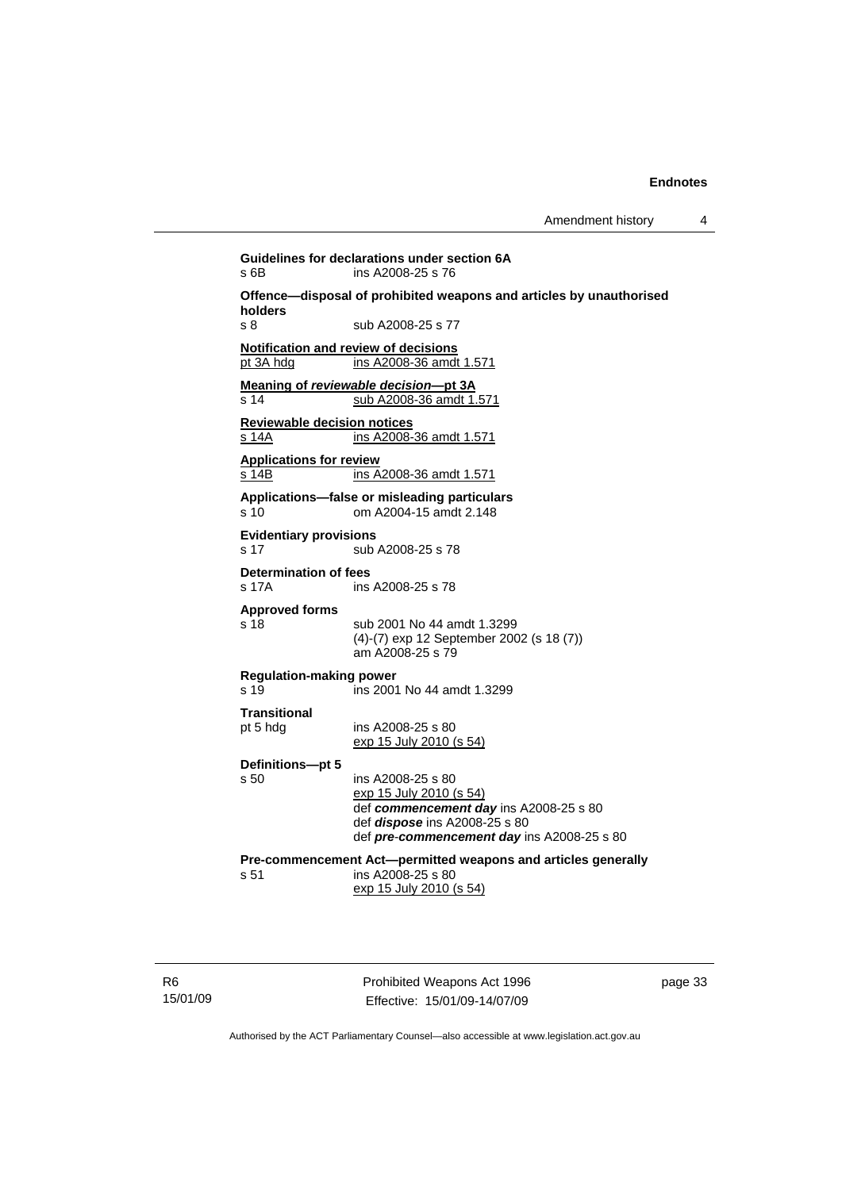**Guidelines for declarations under section 6A**
s 6B ins A2008-25 s 76

**Offence—disposal of prohibited weapons and articles by unauthorised holders**
s 8 sub A2008-25 s 77

**Notification and review of decisions**
pt 3A hdg ins A2008-36 amdt 1.571

**Meaning of *reviewable decision*—pt 3A**
s 14 sub A2008-36 amdt 1.571

**Reviewable decision notices**
s 14A ins A2008-36 amdt 1.571

**Applications for review**
s 14B ins A2008-36 amdt 1.571

**Applications—false or misleading particulars**
s 10 om A2004-15 amdt 2.148

**Evidentiary provisions**
s 17 sub A2008-25 s 78

**Determination of fees**
s 17A ins A2008-25 s 78

**Approved forms**
s 18 sub 2001 No 44 amdt 1.3299
(4)-(7) exp 12 September 2002 (s 18 (7))
am A2008-25 s 79

**Regulation-making power**
s 19 ins 2001 No 44 amdt 1.3299

**Transitional**
pt 5 hdg ins A2008-25 s 80
exp 15 July 2010 (s 54)

**Definitions—pt 5**
s 50 ins A2008-25 s 80
exp 15 July 2010 (s 54)
def ***commencement day*** ins A2008-25 s 80
def ***dispose*** ins A2008-25 s 80
def ***pre-commencement day*** ins A2008-25 s 80

**Pre-commencement Act—permitted weapons and articles generally**
s 51 ins A2008-25 s 80
exp 15 July 2010 (s 54)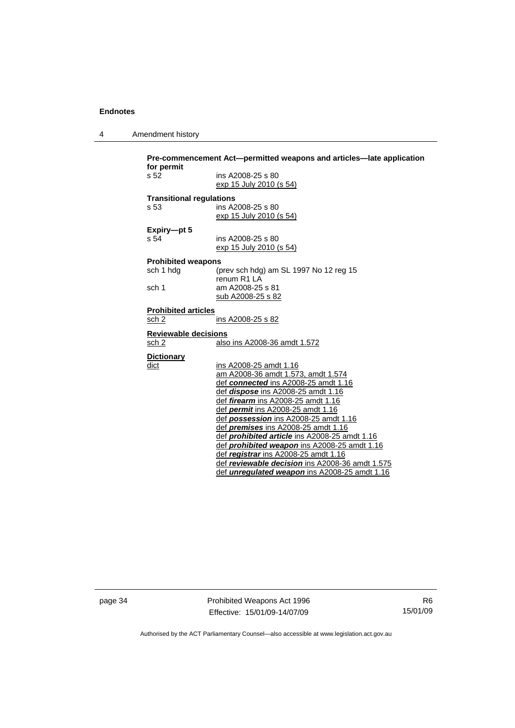**Pre-commencement Act—permitted weapons and articles—late application for permit**

s 52 ins A2008-25 s 80
exp 15 July 2010 (s 54)

**Transitional regulations**

s 53 ins A2008-25 s 80
exp 15 July 2010 (s 54)

**Expiry—pt 5**

s 54 ins A2008-25 s 80
exp 15 July 2010 (s 54)

**Prohibited weapons**

sch 1 hdg (prev sch hdg) am SL 1997 No 12 reg 15
renum R1 LA

sch 1 am A2008-25 s 81
sub A2008-25 s 82

**Prohibited articles**

sch 2 ins A2008-25 s 82

**Reviewable decisions**

sch 2 also ins A2008-36 amdt 1.572

**Dictionary**

dict ins A2008-25 amdt 1.16
am A2008-36 amdt 1.573, amdt 1.574
def ***connected*** ins A2008-25 amdt 1.16
def ***dispose*** ins A2008-25 amdt 1.16
def ***firearm*** ins A2008-25 amdt 1.16
def ***permit*** ins A2008-25 amdt 1.16
def ***possession*** ins A2008-25 amdt 1.16
def ***premises*** ins A2008-25 amdt 1.16
def ***prohibited article*** ins A2008-25 amdt 1.16
def ***prohibited weapon*** ins A2008-25 amdt 1.16
def ***registrar*** ins A2008-25 amdt 1.16
def ***reviewable decision*** ins A2008-36 amdt 1.575
def ***unregulated weapon*** ins A2008-25 amdt 1.16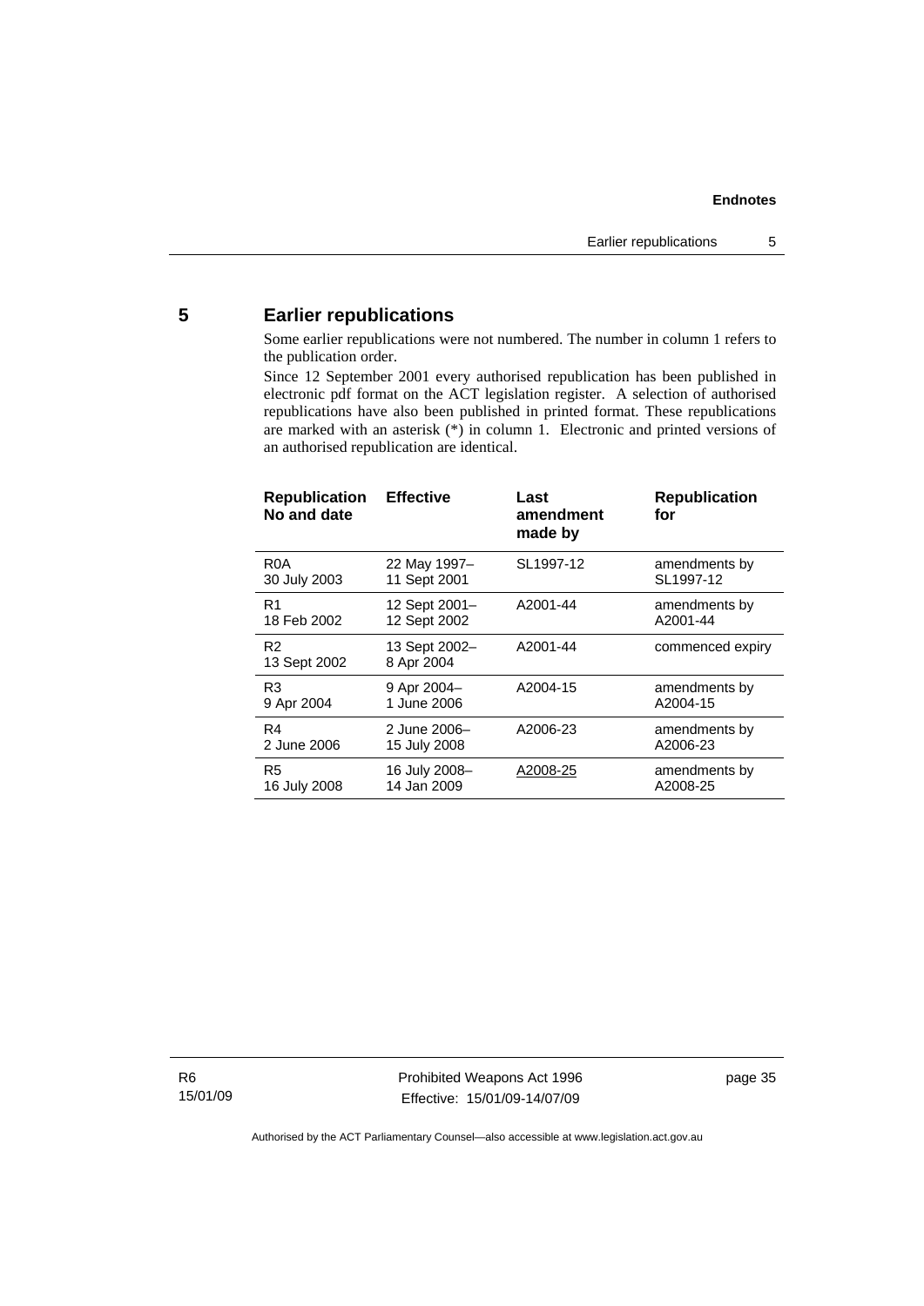## 5 Earlier republications

Some earlier republications were not numbered. The number in column 1 refers to the publication order.

Since 12 September 2001 every authorised republication has been published in electronic pdf format on the ACT legislation register. A selection of authorised republications have also been published in printed format. These republications are marked with an asterisk (*) in column 1. Electronic and printed versions of an authorised republication are identical.

| Republication No and date | Effective | Last amendment made by | Republication for |
|---|---|---|---|
| R0A 30 July 2003 | 22 May 1997– 11 Sept 2001 | SL1997-12 | amendments by SL1997-12 |
| R1 18 Feb 2002 | 12 Sept 2001– 12 Sept 2002 | A2001-44 | amendments by A2001-44 |
| R2 13 Sept 2002 | 13 Sept 2002– 8 Apr 2004 | A2001-44 | commenced expiry |
| R3 9 Apr 2004 | 9 Apr 2004– 1 June 2006 | A2004-15 | amendments by A2004-15 |
| R4 2 June 2006 | 2 June 2006– 15 July 2008 | A2006-23 | amendments by A2006-23 |
| R5 16 July 2008 | 16 July 2008– 14 Jan 2009 | A2008-25 | amendments by A2008-25 |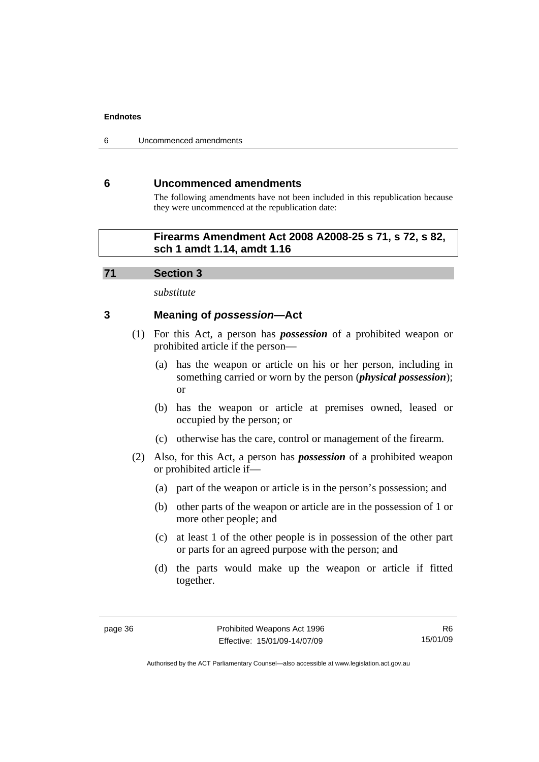## 6 Uncommenced amendments

The following amendments have not been included in this republication because they were uncommenced at the republication date:

**Firearms Amendment Act 2008 A2008-25 s 71, s 72, s 82, sch 1 amdt 1.14, amdt 1.16**

**71 Section 3**

*substitute*

### 3 Meaning of *possession*—Act

(1) For this Act, a person has ***possession*** of a prohibited weapon or prohibited article if the person—

(a) has the weapon or article on his or her person, including in something carried or worn by the person (***physical possession***); or

(b) has the weapon or article at premises owned, leased or occupied by the person; or

(c) otherwise has the care, control or management of the firearm.

(2) Also, for this Act, a person has ***possession*** of a prohibited weapon or prohibited article if—

(a) part of the weapon or article is in the person's possession; and

(b) other parts of the weapon or article are in the possession of 1 or more other people; and

(c) at least 1 of the other people is in possession of the other part or parts for an agreed purpose with the person; and

(d) the parts would make up the weapon or article if fitted together.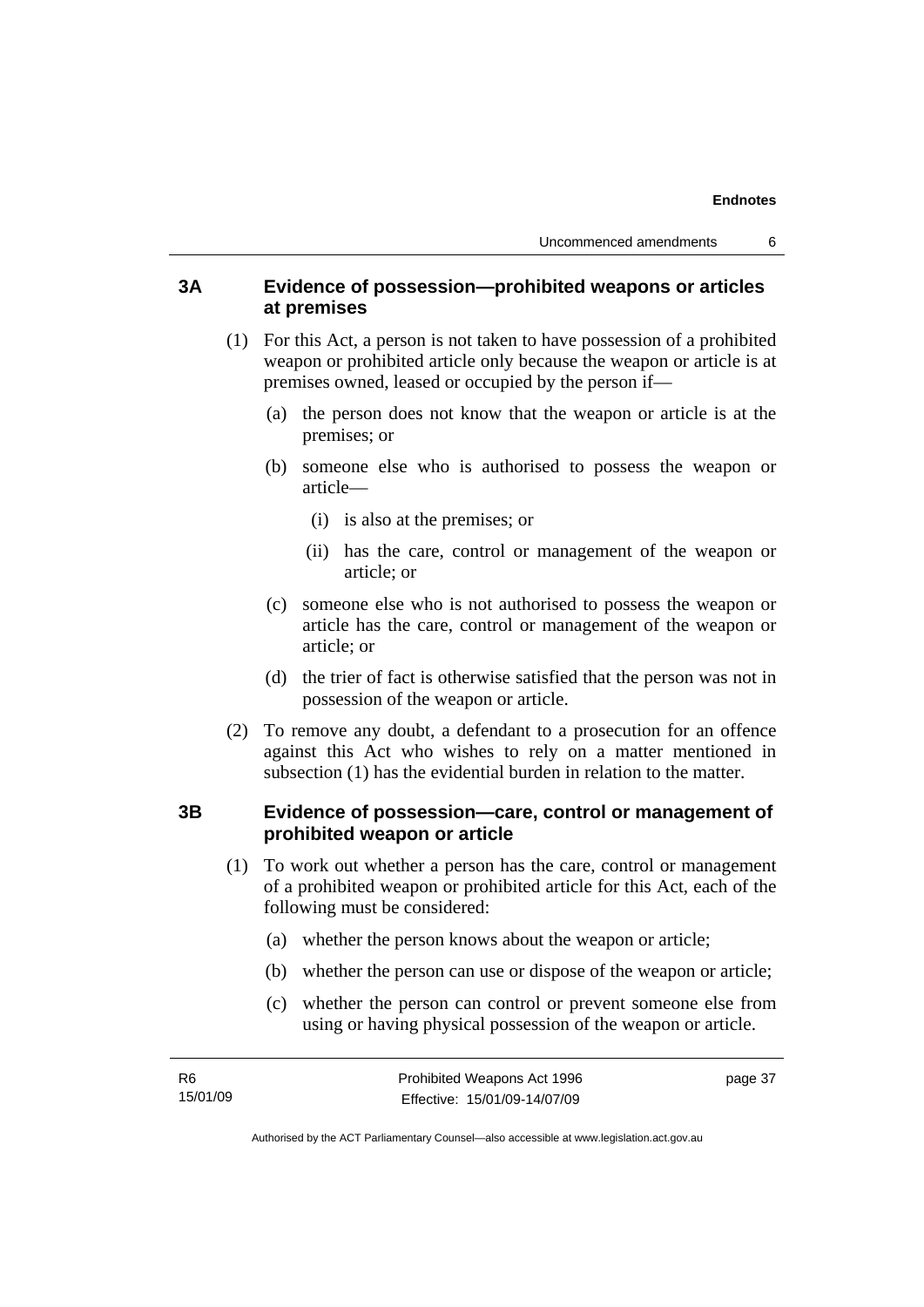### 3A Evidence of possession—prohibited weapons or articles at premises

(1) For this Act, a person is not taken to have possession of a prohibited weapon or prohibited article only because the weapon or article is at premises owned, leased or occupied by the person if—

(a) the person does not know that the weapon or article is at the premises; or

(b) someone else who is authorised to possess the weapon or article—

(i) is also at the premises; or

(ii) has the care, control or management of the weapon or article; or

(c) someone else who is not authorised to possess the weapon or article has the care, control or management of the weapon or article; or

(d) the trier of fact is otherwise satisfied that the person was not in possession of the weapon or article.

(2) To remove any doubt, a defendant to a prosecution for an offence against this Act who wishes to rely on a matter mentioned in subsection (1) has the evidential burden in relation to the matter.

### 3B Evidence of possession—care, control or management of prohibited weapon or article

(1) To work out whether a person has the care, control or management of a prohibited weapon or prohibited article for this Act, each of the following must be considered:

(a) whether the person knows about the weapon or article;

(b) whether the person can use or dispose of the weapon or article;

(c) whether the person can control or prevent someone else from using or having physical possession of the weapon or article.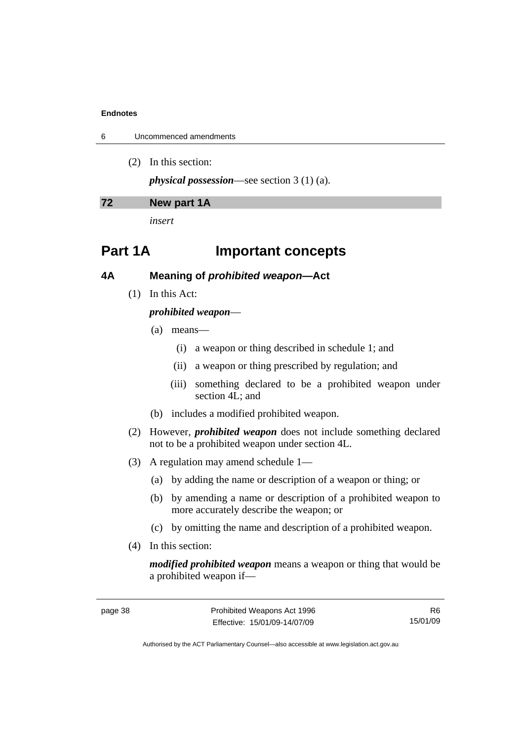(2) In this section:

***physical possession***—see section 3 (1) (a).

## 72 New part 1A

*insert*

# Part 1A Important concepts

## 4A Meaning of *prohibited weapon*—Act

(1) In this Act:

***prohibited weapon***—

(a) means—

(i) a weapon or thing described in schedule 1; and

(ii) a weapon or thing prescribed by regulation; and

(iii) something declared to be a prohibited weapon under section 4L; and

(b) includes a modified prohibited weapon.

(2) However, ***prohibited weapon*** does not include something declared not to be a prohibited weapon under section 4L.

(3) A regulation may amend schedule 1—

(a) by adding the name or description of a weapon or thing; or

(b) by amending a name or description of a prohibited weapon to more accurately describe the weapon; or

(c) by omitting the name and description of a prohibited weapon.

(4) In this section:

***modified prohibited weapon*** means a weapon or thing that would be a prohibited weapon if—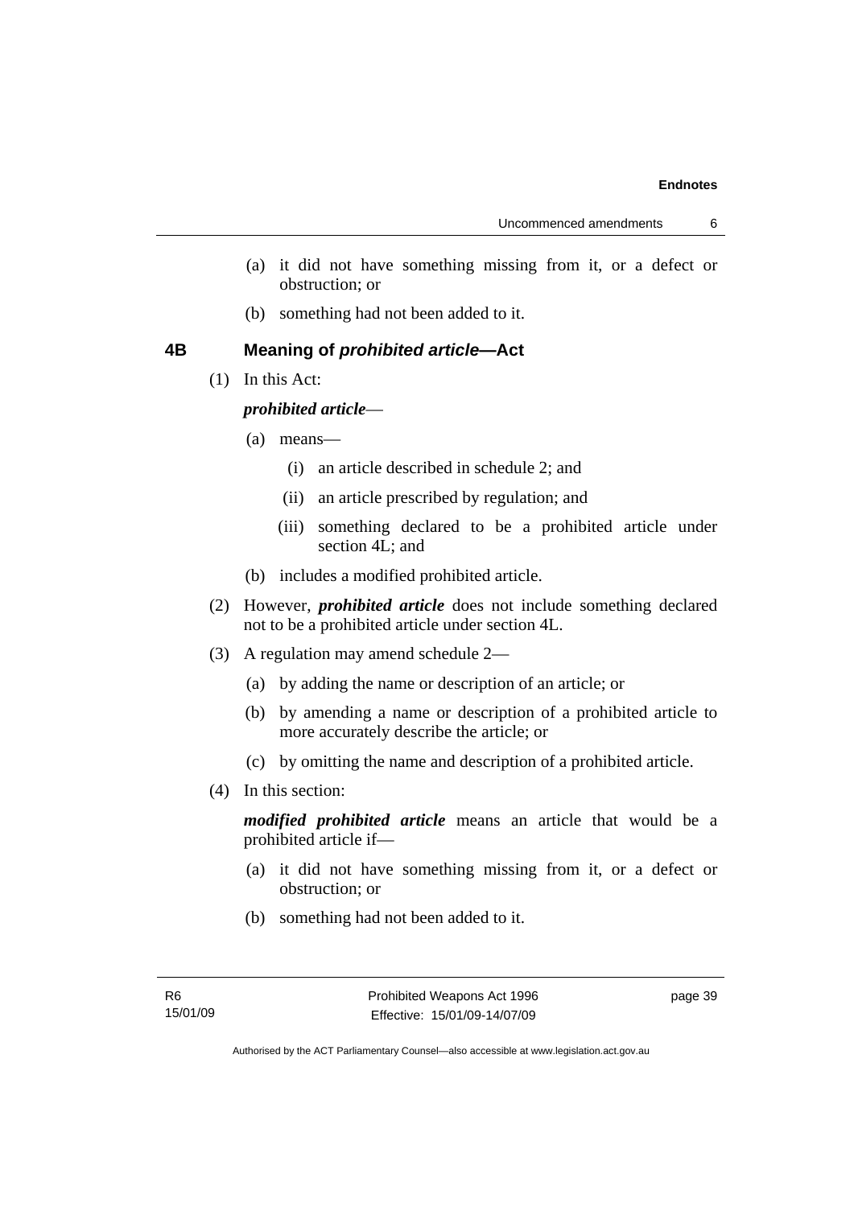(a) it did not have something missing from it, or a defect or obstruction; or

(b) something had not been added to it.

### 4B Meaning of *prohibited article*—Act

(1) In this Act:

***prohibited article***—

(a) means—

(i) an article described in schedule 2; and

(ii) an article prescribed by regulation; and

(iii) something declared to be a prohibited article under section 4L; and

(b) includes a modified prohibited article.

(2) However, ***prohibited article*** does not include something declared not to be a prohibited article under section 4L.

(3) A regulation may amend schedule 2—

(a) by adding the name or description of an article; or

(b) by amending a name or description of a prohibited article to more accurately describe the article; or

(c) by omitting the name and description of a prohibited article.

(4) In this section:

***modified prohibited article*** means an article that would be a prohibited article if—

(a) it did not have something missing from it, or a defect or obstruction; or

(b) something had not been added to it.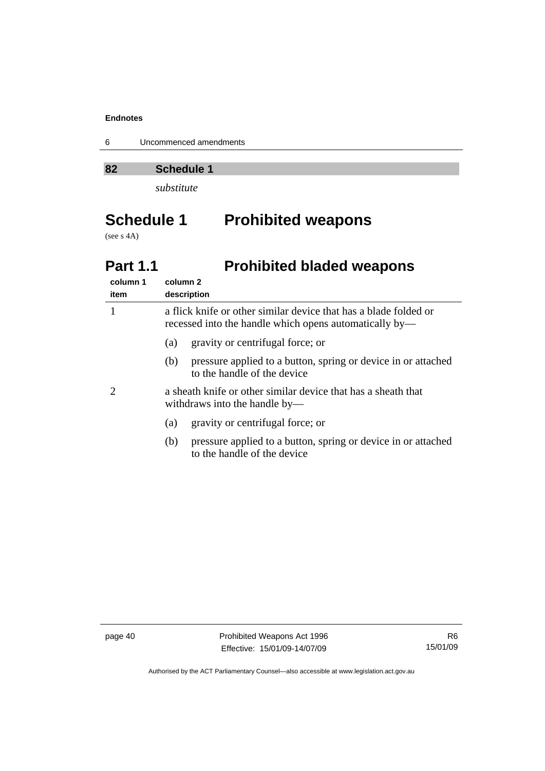## 82 Schedule 1

*substitute*

# Schedule 1 Prohibited weapons

(see s 4A)

## Part 1.1 Prohibited bladed weapons

| column 1 item | column 2 description |
|---|---|
| 1 | a flick knife or other similar device that has a blade folded or recessed into the handle which opens automatically by—<br>(a) gravity or centrifugal force; or<br>(b) pressure applied to a button, spring or device in or attached to the handle of the device |
| 2 | a sheath knife or other similar device that has a sheath that withdraws into the handle by—<br>(a) gravity or centrifugal force; or<br>(b) pressure applied to a button, spring or device in or attached to the handle of the device |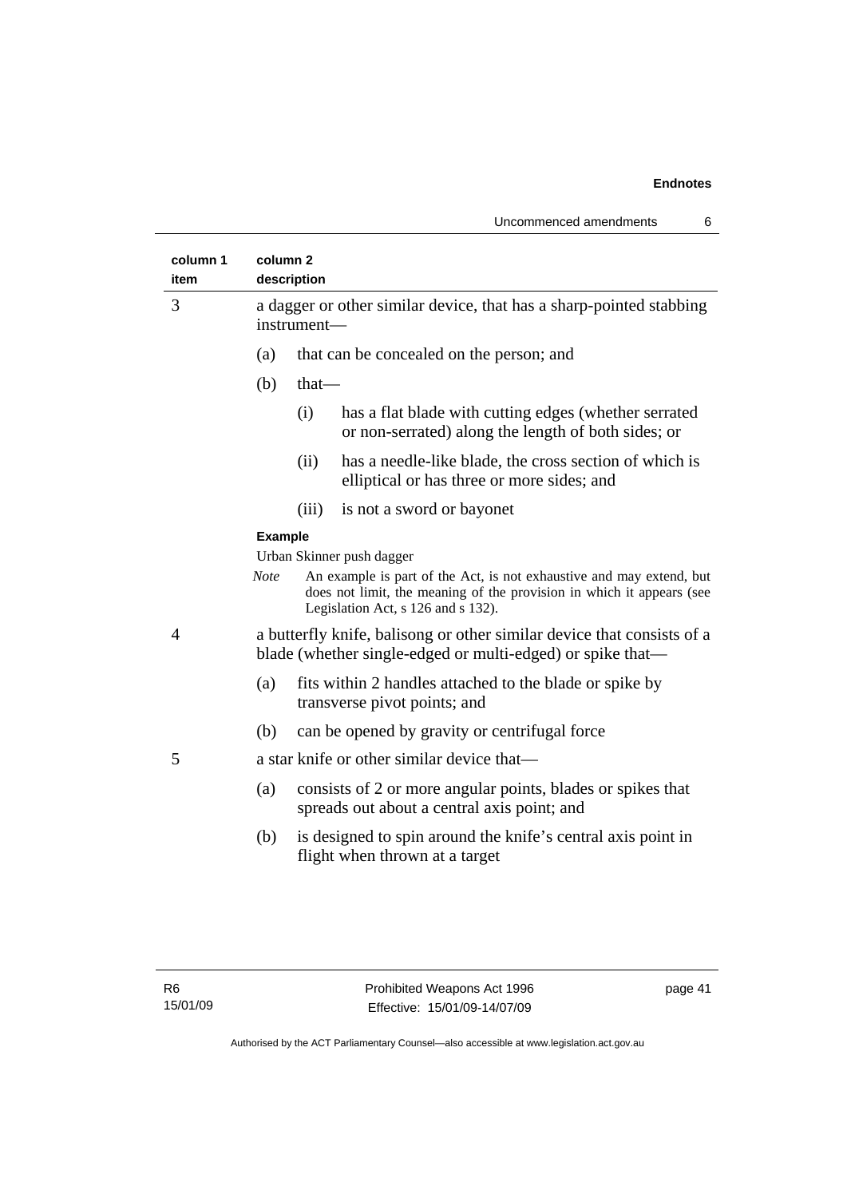| column 1 item | column 2 description |
|---|---|
| 3 | a dagger or other similar device, that has a sharp-pointed stabbing instrument—<br>(a) that can be concealed on the person; and<br>(b) that—<br>(i) has a flat blade with cutting edges (whether serrated or non-serrated) along the length of both sides; or<br>(ii) has a needle-like blade, the cross section of which is elliptical or has three or more sides; and<br>(iii) is not a sword or bayonet<br>**Example**<br>Urban Skinner push dagger<br>*Note* An example is part of the Act, is not exhaustive and may extend, but does not limit, the meaning of the provision in which it appears (see Legislation Act, s 126 and s 132). |
| 4 | a butterfly knife, balisong or other similar device that consists of a blade (whether single-edged or multi-edged) or spike that—<br>(a) fits within 2 handles attached to the blade or spike by transverse pivot points; and<br>(b) can be opened by gravity or centrifugal force |
| 5 | a star knife or other similar device that—<br>(a) consists of 2 or more angular points, blades or spikes that spreads out about a central axis point; and<br>(b) is designed to spin around the knife's central axis point in flight when thrown at a target |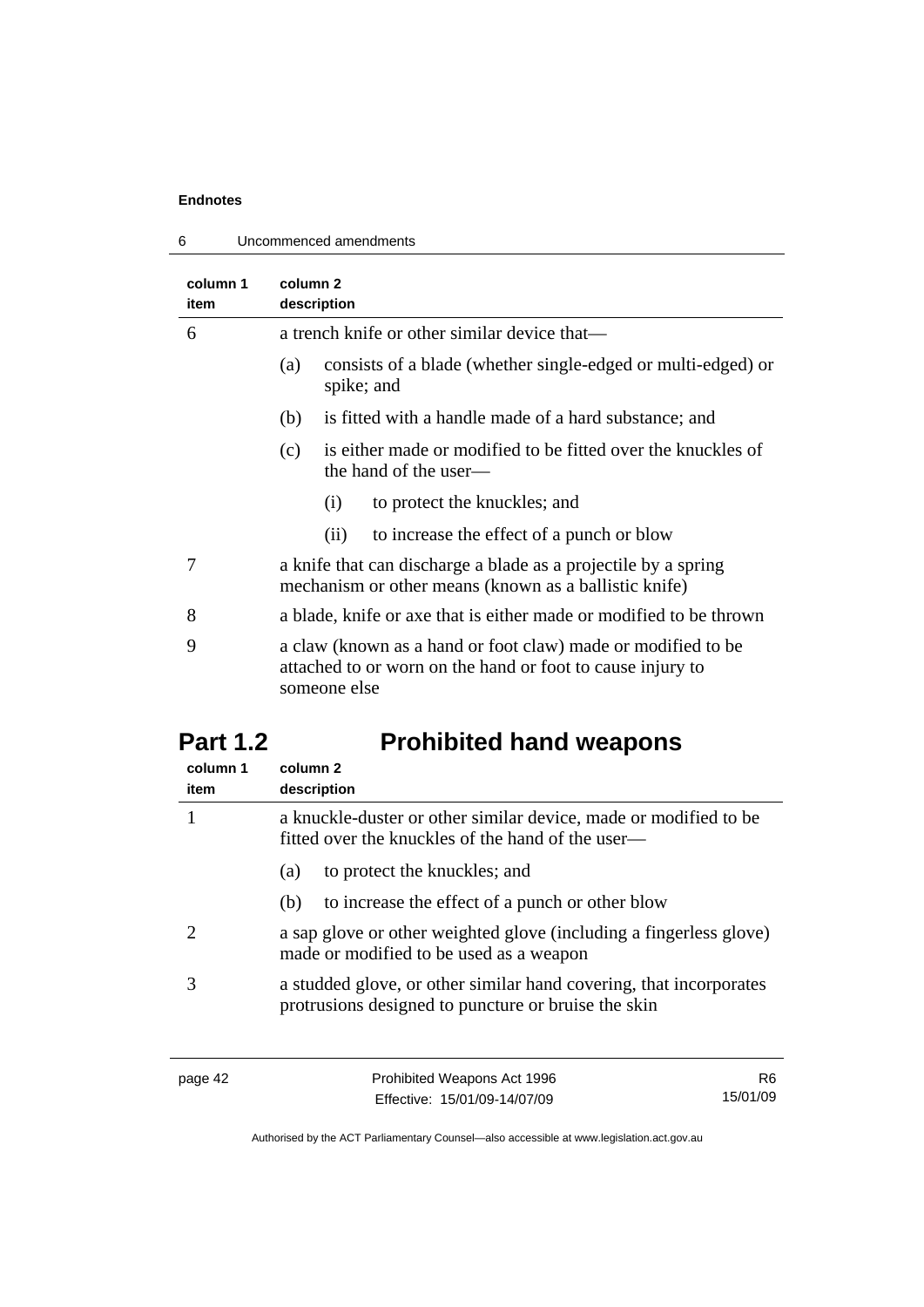| column 1 item | column 2 description |
|---|---|
| 6 | a trench knife or other similar device that—<br>(a) consists of a blade (whether single-edged or multi-edged) or spike; and<br>(b) is fitted with a handle made of a hard substance; and<br>(c) is either made or modified to be fitted over the knuckles of the hand of the user—<br>(i) to protect the knuckles; and<br>(ii) to increase the effect of a punch or blow |
| 7 | a knife that can discharge a blade as a projectile by a spring mechanism or other means (known as a ballistic knife) |
| 8 | a blade, knife or axe that is either made or modified to be thrown |
| 9 | a claw (known as a hand or foot claw) made or modified to be attached to or worn on the hand or foot to cause injury to someone else |

## Part 1.2 Prohibited hand weapons

| column 1 item | column 2 description |
|---|---|
| 1 | a knuckle-duster or other similar device, made or modified to be fitted over the knuckles of the hand of the user—<br>(a) to protect the knuckles; and<br>(b) to increase the effect of a punch or other blow |
| 2 | a sap glove or other weighted glove (including a fingerless glove) made or modified to be used as a weapon |
| 3 | a studded glove, or other similar hand covering, that incorporates protrusions designed to puncture or bruise the skin |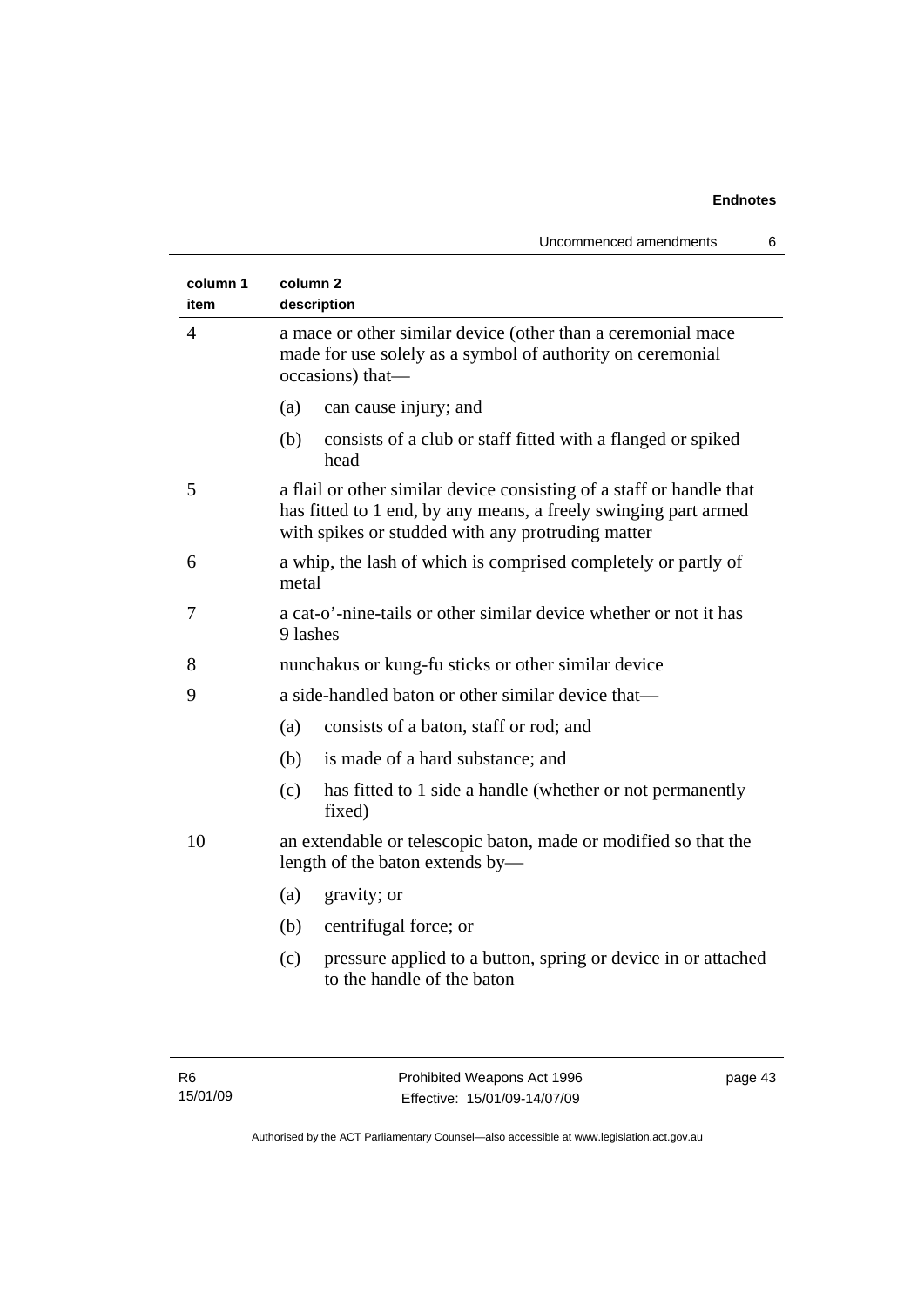| column 1 item | column 2 description |
|---|---|
| 4 | a mace or other similar device (other than a ceremonial mace made for use solely as a symbol of authority on ceremonial occasions) that—<br>(a) can cause injury; and<br>(b) consists of a club or staff fitted with a flanged or spiked head |
| 5 | a flail or other similar device consisting of a staff or handle that has fitted to 1 end, by any means, a freely swinging part armed with spikes or studded with any protruding matter |
| 6 | a whip, the lash of which is comprised completely or partly of metal |
| 7 | a cat-o'-nine-tails or other similar device whether or not it has 9 lashes |
| 8 | nunchakus or kung-fu sticks or other similar device |
| 9 | a side-handled baton or other similar device that—<br>(a) consists of a baton, staff or rod; and<br>(b) is made of a hard substance; and<br>(c) has fitted to 1 side a handle (whether or not permanently fixed) |
| 10 | an extendable or telescopic baton, made or modified so that the length of the baton extends by—<br>(a) gravity; or<br>(b) centrifugal force; or<br>(c) pressure applied to a button, spring or device in or attached to the handle of the baton |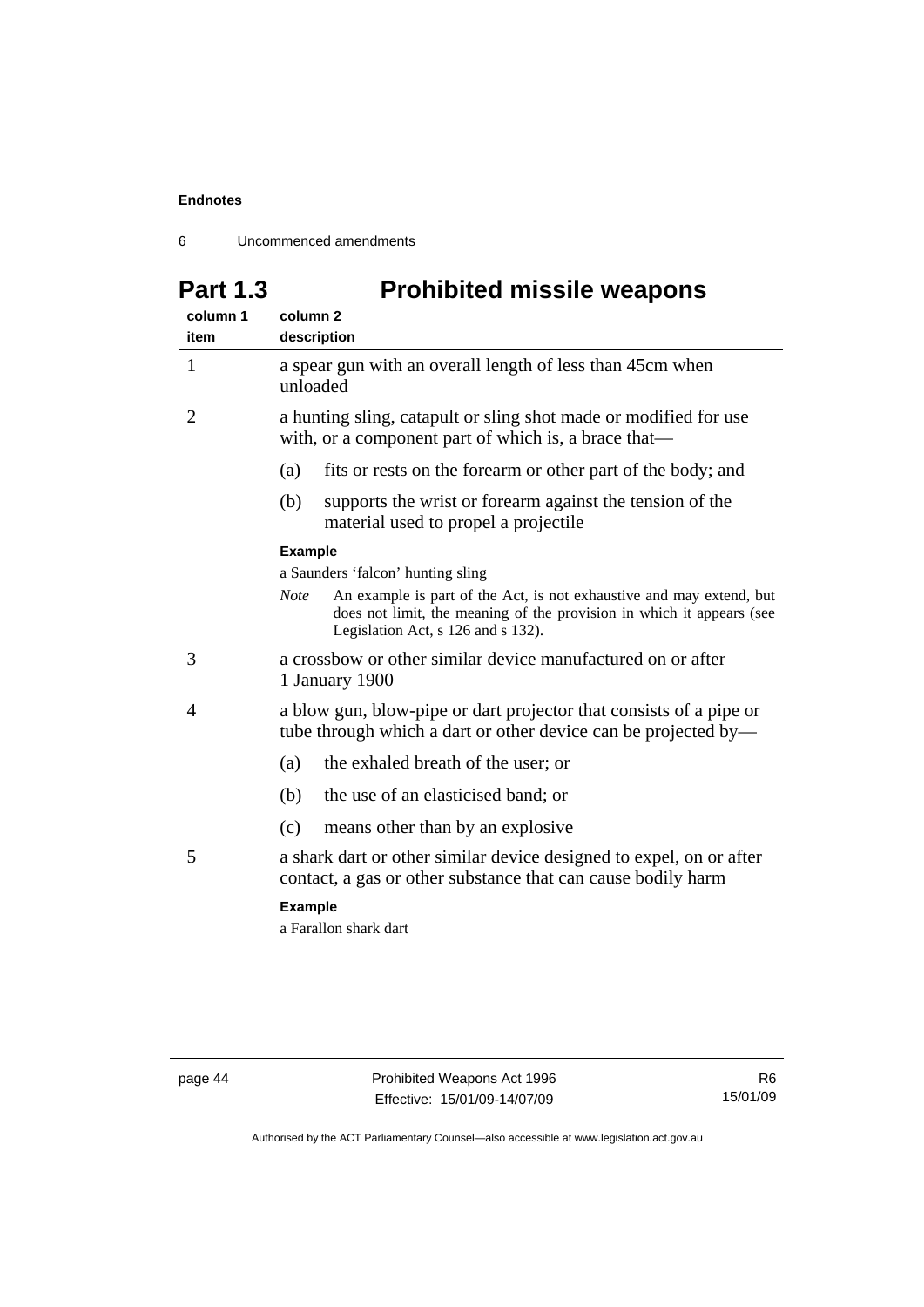# Part 1.3 Prohibited missile weapons

| column 1 item | column 2 description |
|---|---|
| 1 | a spear gun with an overall length of less than 45cm when unloaded |
| 2 | a hunting sling, catapult or sling shot made or modified for use with, or a component part of which is, a brace that—<br>(a) fits or rests on the forearm or other part of the body; and<br>(b) supports the wrist or forearm against the tension of the material used to propel a projectile<br>**Example**<br>a Saunders 'falcon' hunting sling<br>*Note* An example is part of the Act, is not exhaustive and may extend, but does not limit, the meaning of the provision in which it appears (see Legislation Act, s 126 and s 132). |
| 3 | a crossbow or other similar device manufactured on or after 1 January 1900 |
| 4 | a blow gun, blow-pipe or dart projector that consists of a pipe or tube through which a dart or other device can be projected by—<br>(a) the exhaled breath of the user; or<br>(b) the use of an elasticised band; or<br>(c) means other than by an explosive |
| 5 | a shark dart or other similar device designed to expel, on or after contact, a gas or other substance that can cause bodily harm<br>**Example**<br>a Farallon shark dart |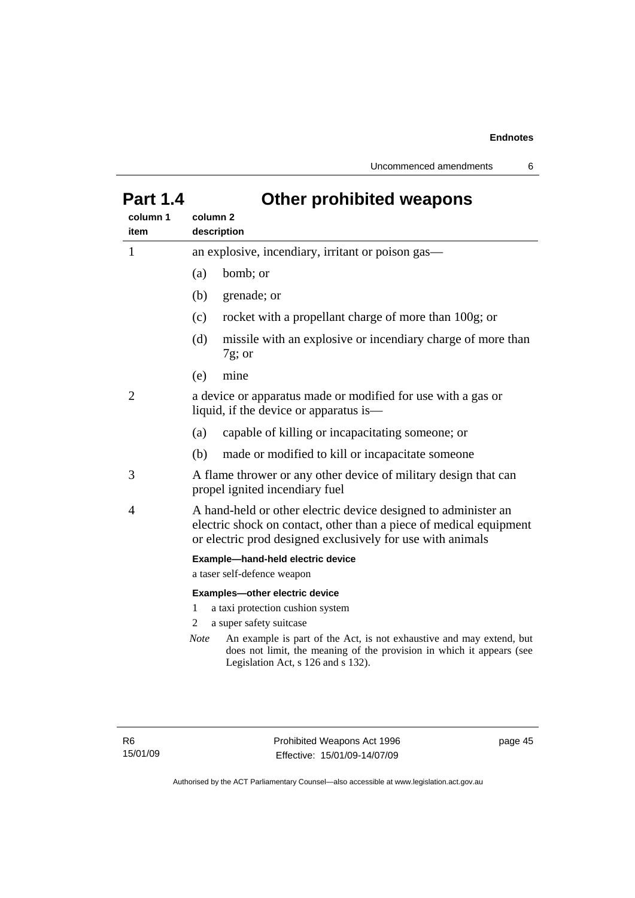## Part 1.4 Other prohibited weapons

| column 1 item | column 2 description |
|---|---|
| 1 | an explosive, incendiary, irritant or poison gas—<br>(a) bomb; or<br>(b) grenade; or<br>(c) rocket with a propellant charge of more than 100g; or<br>(d) missile with an explosive or incendiary charge of more than 7g; or<br>(e) mine |
| 2 | a device or apparatus made or modified for use with a gas or liquid, if the device or apparatus is—<br>(a) capable of killing or incapacitating someone; or<br>(b) made or modified to kill or incapacitate someone |
| 3 | A flame thrower or any other device of military design that can propel ignited incendiary fuel |
| 4 | A hand-held or other electric device designed to administer an electric shock on contact, other than a piece of medical equipment or electric prod designed exclusively for use with animals<br><br>**Example—hand-held electric device**<br>a taser self-defence weapon<br><br>**Examples—other electric device**<br>1 a taxi protection cushion system<br>2 a super safety suitcase<br><br>*Note* An example is part of the Act, is not exhaustive and may extend, but does not limit, the meaning of the provision in which it appears (see Legislation Act, s 126 and s 132). |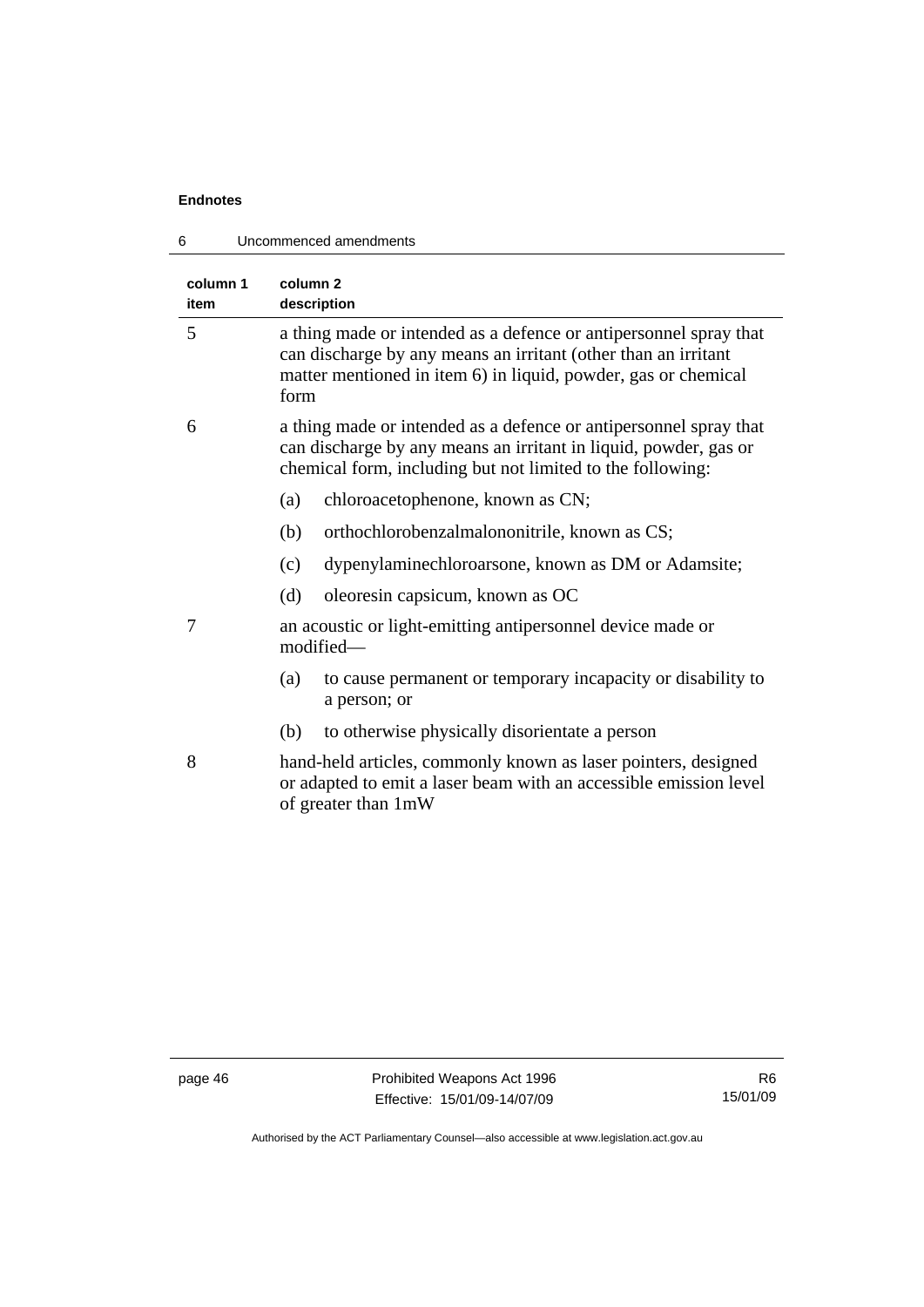| column 1 item | column 2 description |
|---|---|
| 5 | a thing made or intended as a defence or antipersonnel spray that can discharge by any means an irritant (other than an irritant matter mentioned in item 6) in liquid, powder, gas or chemical form |
| 6 | a thing made or intended as a defence or antipersonnel spray that can discharge by any means an irritant in liquid, powder, gas or chemical form, including but not limited to the following:<br>(a) chloroacetophenone, known as CN;<br>(b) orthochlorobenzalmalononitrile, known as CS;<br>(c) dypenylaminechloroarsone, known as DM or Adamsite;<br>(d) oleoresin capsicum, known as OC |
| 7 | an acoustic or light-emitting antipersonnel device made or modified—<br>(a) to cause permanent or temporary incapacity or disability to a person; or<br>(b) to otherwise physically disorientate a person |
| 8 | hand-held articles, commonly known as laser pointers, designed or adapted to emit a laser beam with an accessible emission level of greater than 1mW |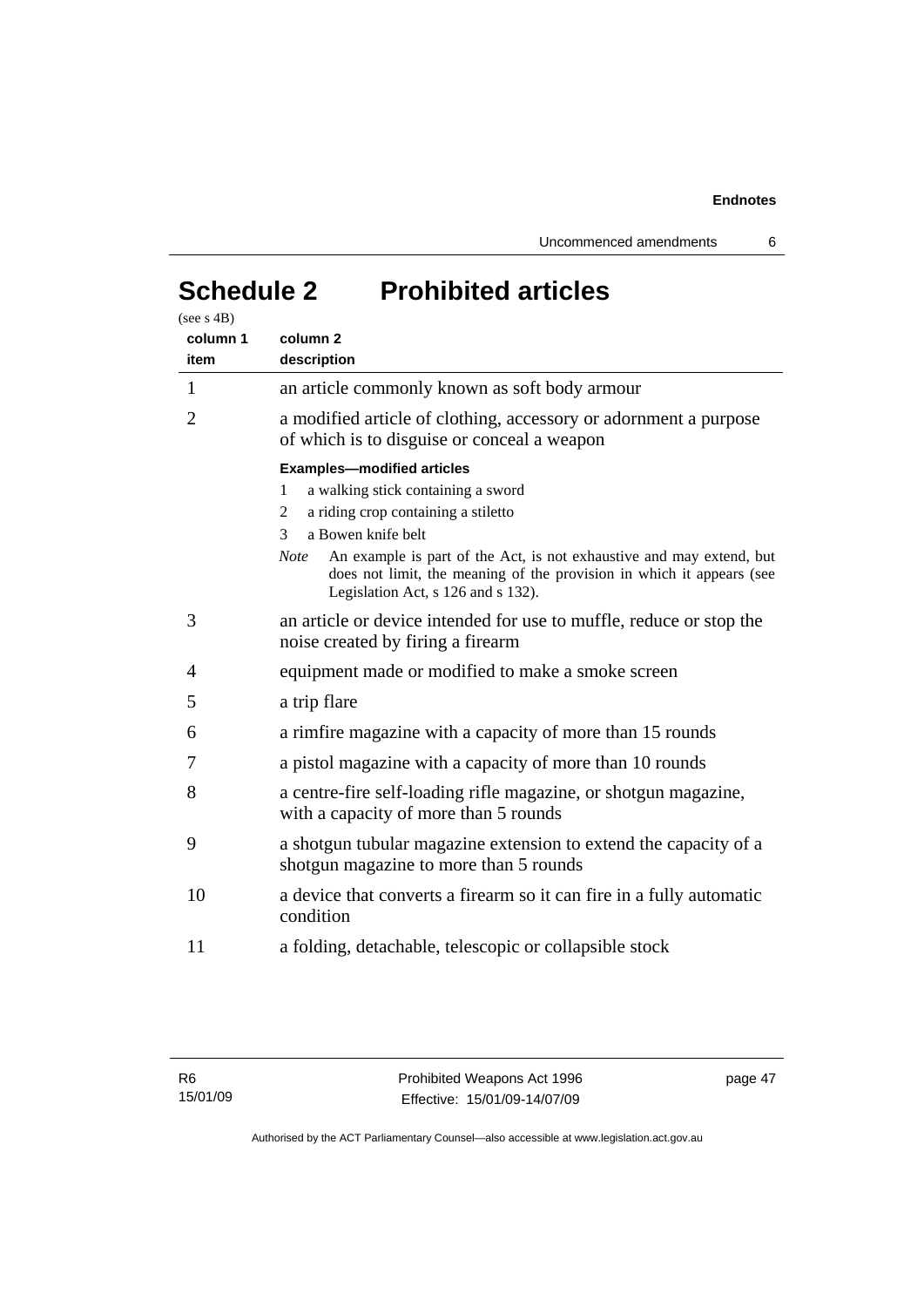# Schedule 2 Prohibited articles

(see s 4B)

| column 1 item | column 2 description |
|---|---|
| 1 | an article commonly known as soft body armour |
| 2 | a modified article of clothing, accessory or adornment a purpose of which is to disguise or conceal a weapon<br><br>**Examples—modified articles**<br>1 a walking stick containing a sword<br>2 a riding crop containing a stiletto<br>3 a Bowen knife belt<br><br>*Note* An example is part of the Act, is not exhaustive and may extend, but does not limit, the meaning of the provision in which it appears (see Legislation Act, s 126 and s 132). |
| 3 | an article or device intended for use to muffle, reduce or stop the noise created by firing a firearm |
| 4 | equipment made or modified to make a smoke screen |
| 5 | a trip flare |
| 6 | a rimfire magazine with a capacity of more than 15 rounds |
| 7 | a pistol magazine with a capacity of more than 10 rounds |
| 8 | a centre-fire self-loading rifle magazine, or shotgun magazine, with a capacity of more than 5 rounds |
| 9 | a shotgun tubular magazine extension to extend the capacity of a shotgun magazine to more than 5 rounds |
| 10 | a device that converts a firearm so it can fire in a fully automatic condition |
| 11 | a folding, detachable, telescopic or collapsible stock |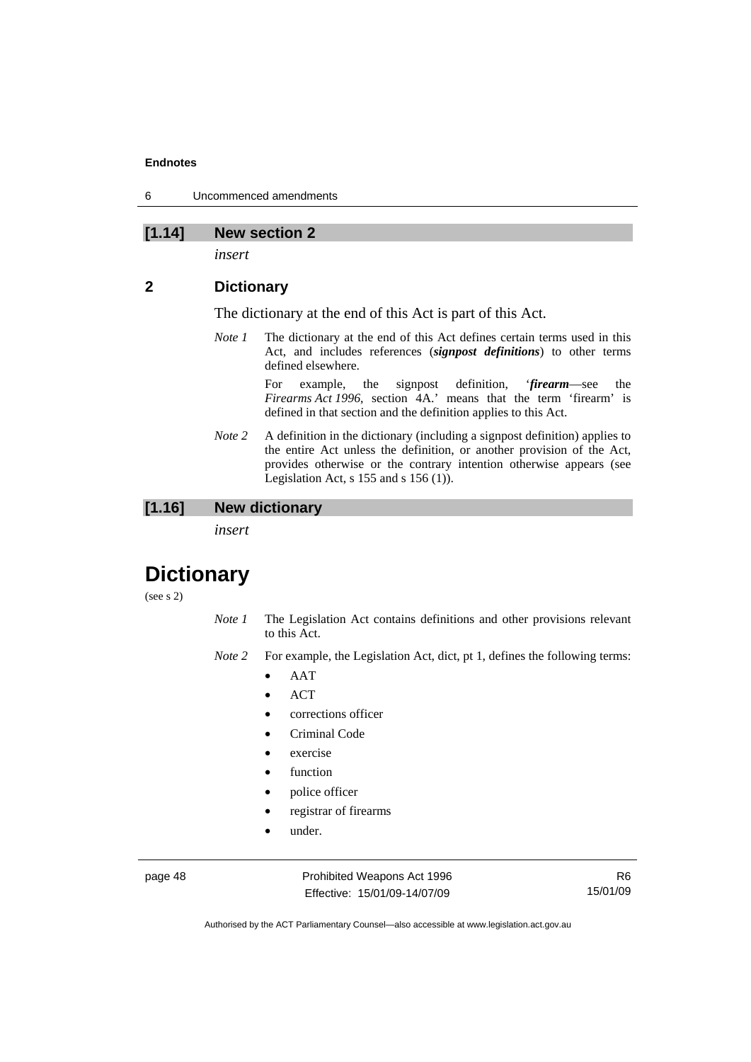## [1.14] New section 2

*insert*

### 2 Dictionary

The dictionary at the end of this Act is part of this Act.

*Note 1* The dictionary at the end of this Act defines certain terms used in this Act, and includes references (***signpost definitions***) to other terms defined elsewhere.

For example, the signpost definition, '***firearm***—see the *Firearms Act 1996*, section 4A.' means that the term 'firearm' is defined in that section and the definition applies to this Act.

*Note 2* A definition in the dictionary (including a signpost definition) applies to the entire Act unless the definition, or another provision of the Act, provides otherwise or the contrary intention otherwise appears (see Legislation Act, s 155 and s 156 (1)).

## [1.16] New dictionary

*insert*

# Dictionary

(see s 2)

*Note 1* The Legislation Act contains definitions and other provisions relevant to this Act.

*Note 2* For example, the Legislation Act, dict, pt 1, defines the following terms:

- AAT
- ACT
- corrections officer
- Criminal Code
- exercise
- function
- police officer
- registrar of firearms
- under.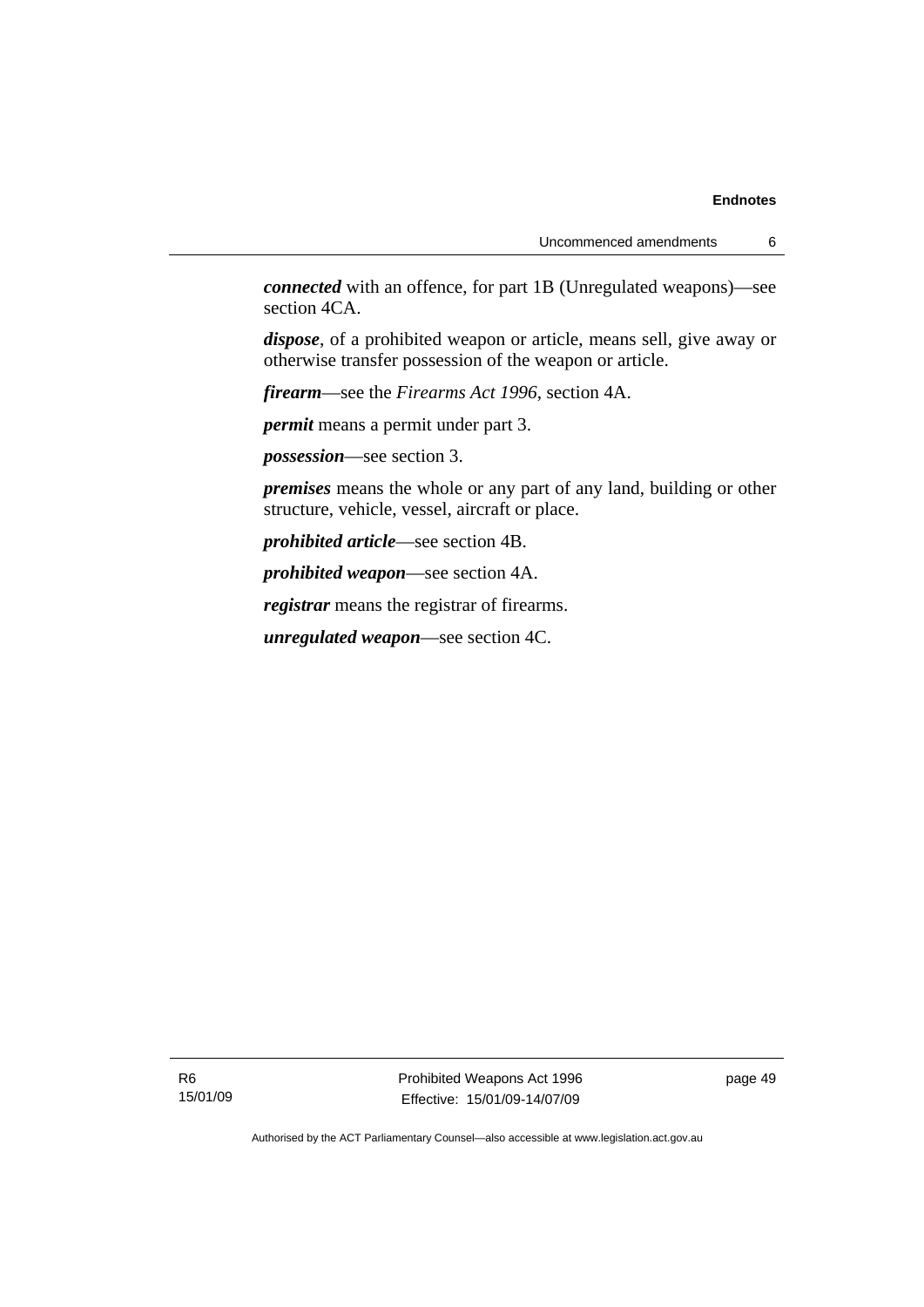***connected*** with an offence, for part 1B (Unregulated weapons)—see section 4CA.

***dispose***, of a prohibited weapon or article, means sell, give away or otherwise transfer possession of the weapon or article.

***firearm***—see the *Firearms Act 1996*, section 4A.

***permit*** means a permit under part 3.

***possession***—see section 3.

***premises*** means the whole or any part of any land, building or other structure, vehicle, vessel, aircraft or place.

***prohibited article***—see section 4B.

***prohibited weapon***—see section 4A.

***registrar*** means the registrar of firearms.

***unregulated weapon***—see section 4C.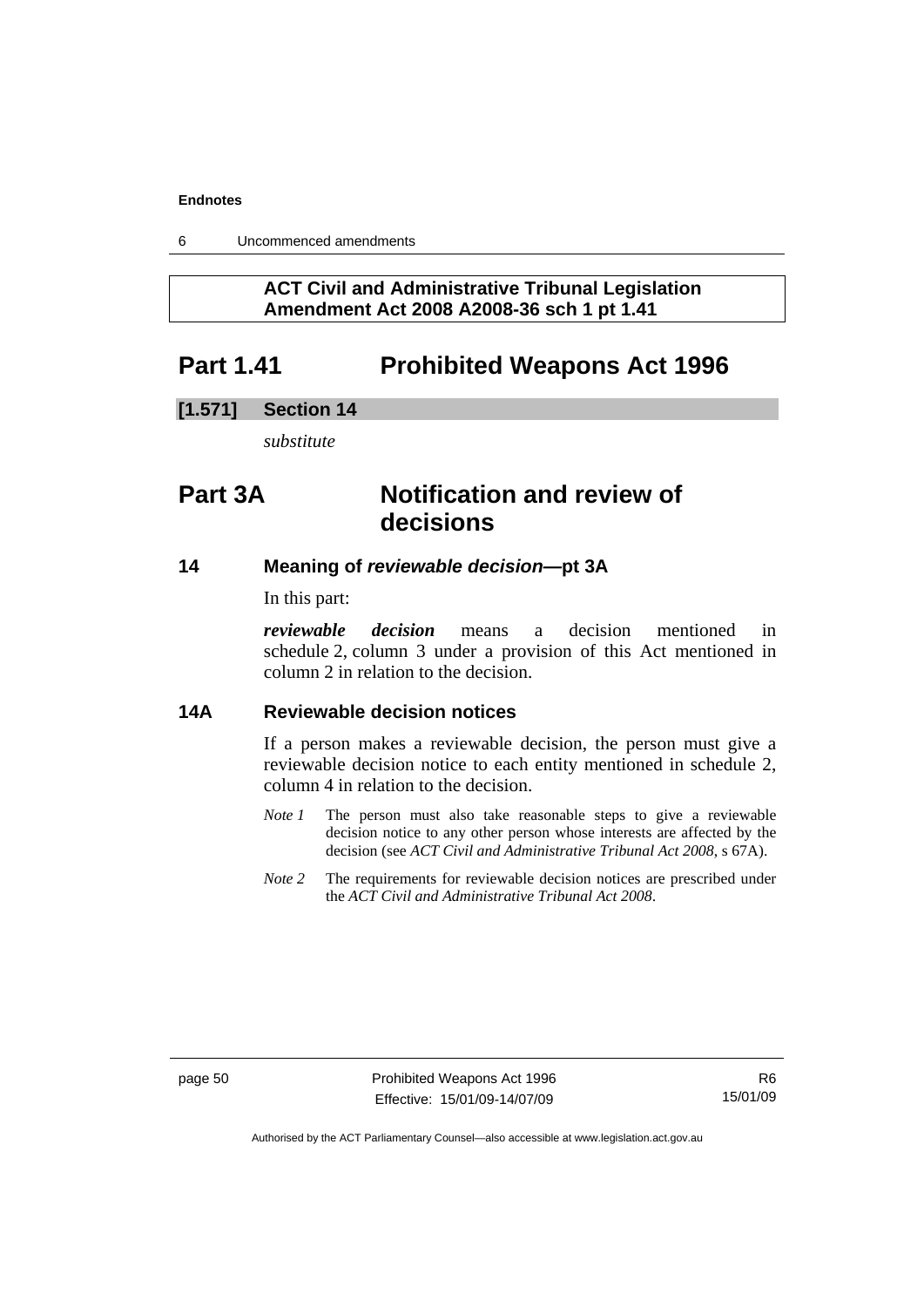**ACT Civil and Administrative Tribunal Legislation Amendment Act 2008 A2008-36 sch 1 pt 1.41**

# Part 1.41 Prohibited Weapons Act 1996

## [1.571] Section 14

*substitute*

# Part 3A Notification and review of decisions

### 14 Meaning of *reviewable decision*—pt 3A

In this part:

***reviewable decision*** means a decision mentioned in schedule 2, column 3 under a provision of this Act mentioned in column 2 in relation to the decision.

### 14A Reviewable decision notices

If a person makes a reviewable decision, the person must give a reviewable decision notice to each entity mentioned in schedule 2, column 4 in relation to the decision.

*Note 1* The person must also take reasonable steps to give a reviewable decision notice to any other person whose interests are affected by the decision (see *ACT Civil and Administrative Tribunal Act 2008*, s 67A).

*Note 2* The requirements for reviewable decision notices are prescribed under the *ACT Civil and Administrative Tribunal Act 2008*.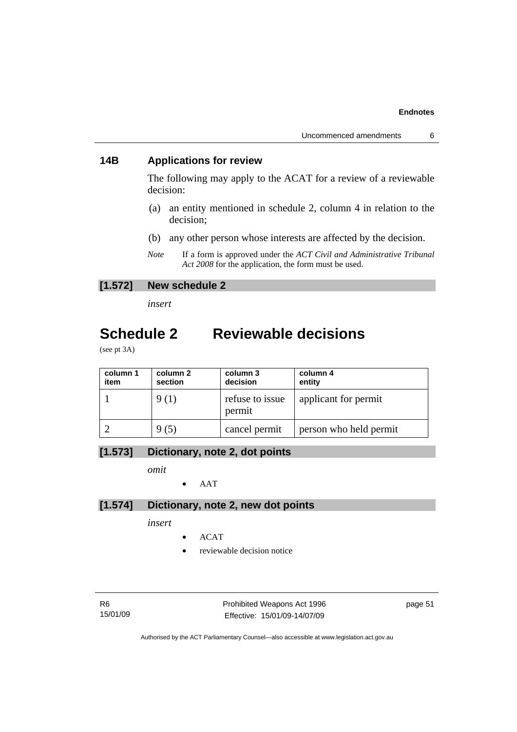### 14B Applications for review

The following may apply to the ACAT for a review of a reviewable decision:

(a) an entity mentioned in schedule 2, column 4 in relation to the decision;

(b) any other person whose interests are affected by the decision.

*Note* If a form is approved under the *ACT Civil and Administrative Tribunal Act 2008* for the application, the form must be used.

### [1.572] New schedule 2

*insert*

# Schedule 2 Reviewable decisions

(see pt 3A)

| column 1 item | column 2 section | column 3 decision | column 4 entity |
|---|---|---|---|
| 1 | 9 (1) | refuse to issue permit | applicant for permit |
| 2 | 9 (5) | cancel permit | person who held permit |

### [1.573] Dictionary, note 2, dot points

*omit*

- AAT

### [1.574] Dictionary, note 2, new dot points

*insert*

- ACAT
- reviewable decision notice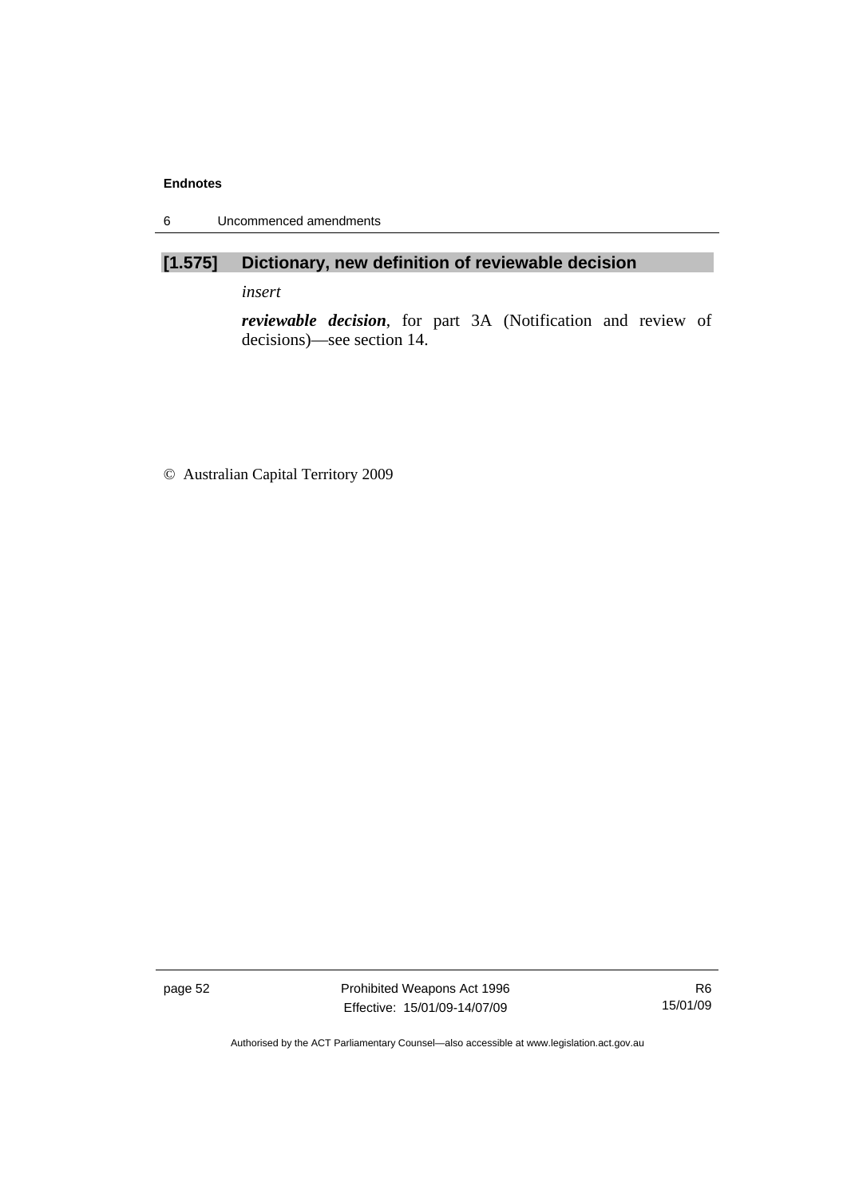## [1.575] Dictionary, new definition of reviewable decision

*insert*

***reviewable decision***, for part 3A (Notification and review of decisions)—see section 14.

© Australian Capital Territory 2009